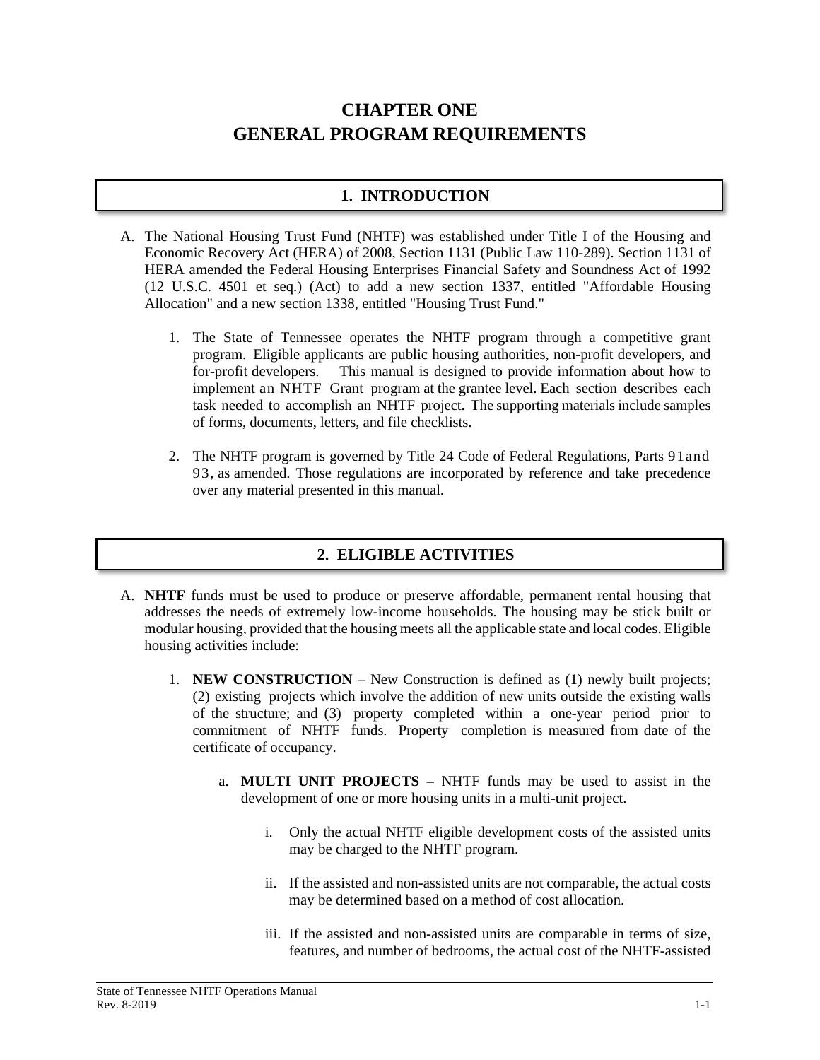# CHAPTER ONE
# GENERAL PROGRAM REQUIREMENTS

## 1. INTRODUCTION

A. The National Housing Trust Fund (NHTF) was established under Title I of the Housing and Economic Recovery Act (HERA) of 2008, Section 1131 (Public Law 110-289). Section 1131 of HERA amended the Federal Housing Enterprises Financial Safety and Soundness Act of 1992 (12 U.S.C. 4501 et seq.) (Act) to add a new section 1337, entitled "Affordable Housing Allocation" and a new section 1338, entitled "Housing Trust Fund."

1. The State of Tennessee operates the NHTF program through a competitive grant program. Eligible applicants are public housing authorities, non-profit developers, and for-profit developers. This manual is designed to provide information about how to implement an NHTF Grant program at the grantee level. Each section describes each task needed to accomplish an NHTF project. The supporting materials include samples of forms, documents, letters, and file checklists.

2. The NHTF program is governed by Title 24 Code of Federal Regulations, Parts 91 and 93, as amended. Those regulations are incorporated by reference and take precedence over any material presented in this manual.

## 2. ELIGIBLE ACTIVITIES

A. **NHTF** funds must be used to produce or preserve affordable, permanent rental housing that addresses the needs of extremely low-income households. The housing may be stick built or modular housing, provided that the housing meets all the applicable state and local codes. Eligible housing activities include:

1. **NEW CONSTRUCTION** – New Construction is defined as (1) newly built projects; (2) existing projects which involve the addition of new units outside the existing walls of the structure; and (3) property completed within a one-year period prior to commitment of NHTF funds. Property completion is measured from date of the certificate of occupancy.

    a. **MULTI UNIT PROJECTS** – NHTF funds may be used to assist in the development of one or more housing units in a multi-unit project.

        i. Only the actual NHTF eligible development costs of the assisted units may be charged to the NHTF program.

        ii. If the assisted and non-assisted units are not comparable, the actual costs may be determined based on a method of cost allocation.

        iii. If the assisted and non-assisted units are comparable in terms of size, features, and number of bedrooms, the actual cost of the NHTF-assisted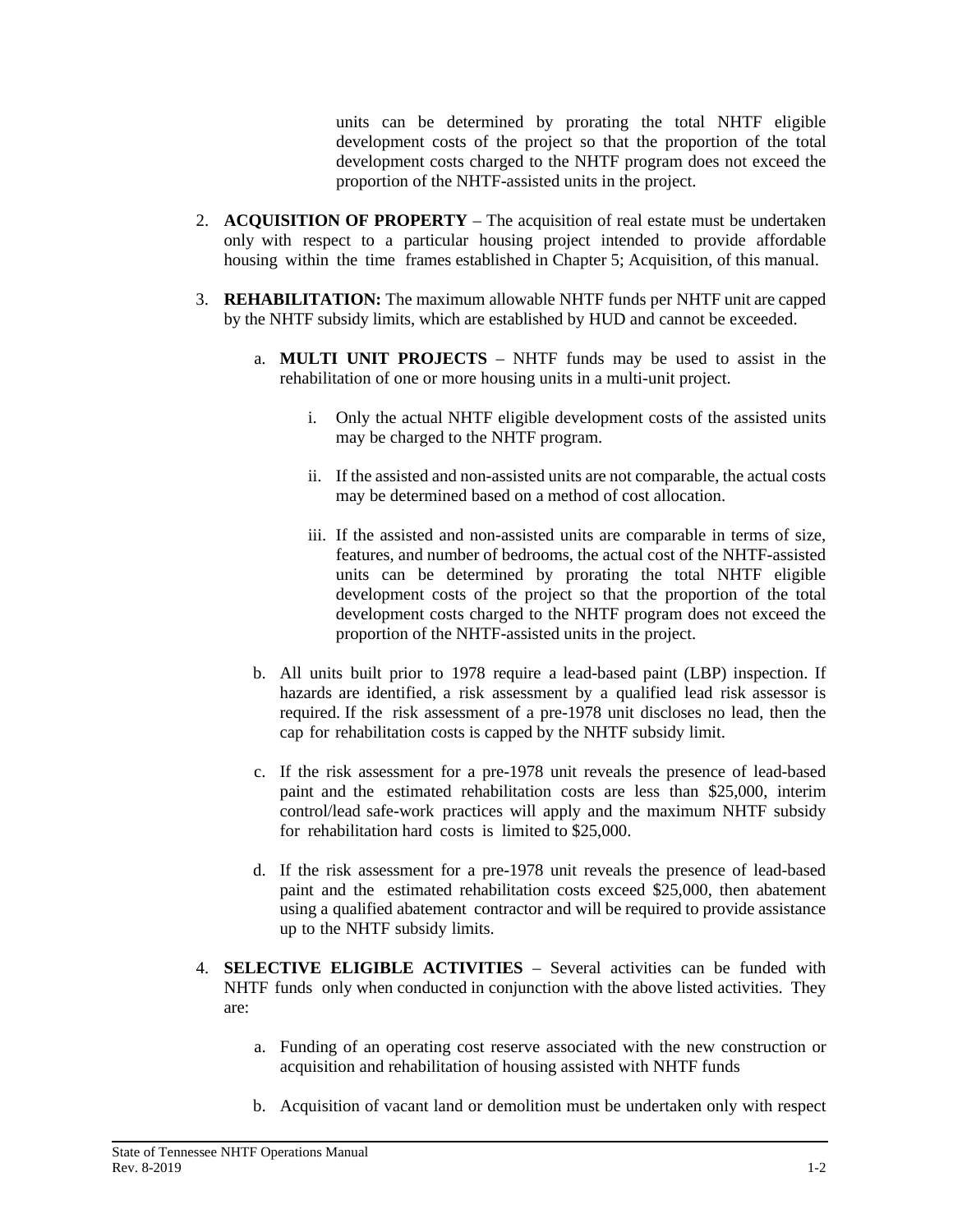units can be determined by prorating the total NHTF eligible development costs of the project so that the proportion of the total development costs charged to the NHTF program does not exceed the proportion of the NHTF-assisted units in the project.

2. **ACQUISITION OF PROPERTY** – The acquisition of real estate must be undertaken only with respect to a particular housing project intended to provide affordable housing within the time frames established in Chapter 5; Acquisition, of this manual.

3. **REHABILITATION:** The maximum allowable NHTF funds per NHTF unit are capped by the NHTF subsidy limits, which are established by HUD and cannot be exceeded.

   a. **MULTI UNIT PROJECTS** – NHTF funds may be used to assist in the rehabilitation of one or more housing units in a multi-unit project.

      i. Only the actual NHTF eligible development costs of the assisted units may be charged to the NHTF program.

      ii. If the assisted and non-assisted units are not comparable, the actual costs may be determined based on a method of cost allocation.

      iii. If the assisted and non-assisted units are comparable in terms of size, features, and number of bedrooms, the actual cost of the NHTF-assisted units can be determined by prorating the total NHTF eligible development costs of the project so that the proportion of the total development costs charged to the NHTF program does not exceed the proportion of the NHTF-assisted units in the project.

   b. All units built prior to 1978 require a lead-based paint (LBP) inspection. If hazards are identified, a risk assessment by a qualified lead risk assessor is required. If the risk assessment of a pre-1978 unit discloses no lead, then the cap for rehabilitation costs is capped by the NHTF subsidy limit.

   c. If the risk assessment for a pre-1978 unit reveals the presence of lead-based paint and the estimated rehabilitation costs are less than $25,000, interim control/lead safe-work practices will apply and the maximum NHTF subsidy for rehabilitation hard costs is limited to $25,000.

   d. If the risk assessment for a pre-1978 unit reveals the presence of lead-based paint and the estimated rehabilitation costs exceed $25,000, then abatement using a qualified abatement contractor and will be required to provide assistance up to the NHTF subsidy limits.

4. **SELECTIVE ELIGIBLE ACTIVITIES** – Several activities can be funded with NHTF funds only when conducted in conjunction with the above listed activities. They are:

   a. Funding of an operating cost reserve associated with the new construction or acquisition and rehabilitation of housing assisted with NHTF funds

   b. Acquisition of vacant land or demolition must be undertaken only with respect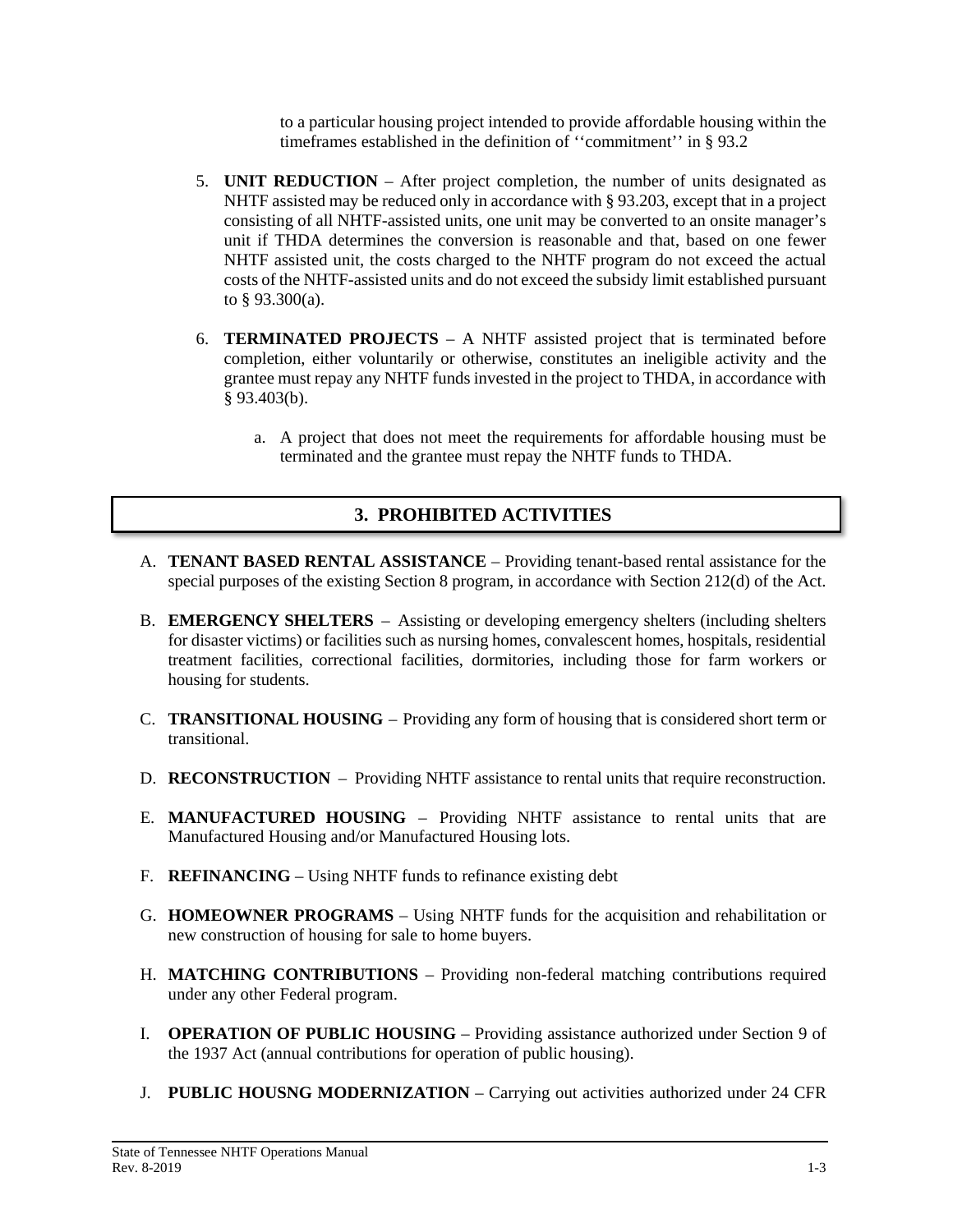to a particular housing project intended to provide affordable housing within the timeframes established in the definition of ''commitment'' in § 93.2

5. **UNIT REDUCTION** – After project completion, the number of units designated as NHTF assisted may be reduced only in accordance with § 93.203, except that in a project consisting of all NHTF-assisted units, one unit may be converted to an onsite manager's unit if THDA determines the conversion is reasonable and that, based on one fewer NHTF assisted unit, the costs charged to the NHTF program do not exceed the actual costs of the NHTF-assisted units and do not exceed the subsidy limit established pursuant to § 93.300(a).

6. **TERMINATED PROJECTS** – A NHTF assisted project that is terminated before completion, either voluntarily or otherwise, constitutes an ineligible activity and the grantee must repay any NHTF funds invested in the project to THDA, in accordance with § 93.403(b).

   a. A project that does not meet the requirements for affordable housing must be terminated and the grantee must repay the NHTF funds to THDA.

## 3. PROHIBITED ACTIVITIES

A. **TENANT BASED RENTAL ASSISTANCE** – Providing tenant-based rental assistance for the special purposes of the existing Section 8 program, in accordance with Section 212(d) of the Act.

B. **EMERGENCY SHELTERS** – Assisting or developing emergency shelters (including shelters for disaster victims) or facilities such as nursing homes, convalescent homes, hospitals, residential treatment facilities, correctional facilities, dormitories, including those for farm workers or housing for students.

C. **TRANSITIONAL HOUSING** – Providing any form of housing that is considered short term or transitional.

D. **RECONSTRUCTION** – Providing NHTF assistance to rental units that require reconstruction.

E. **MANUFACTURED HOUSING** – Providing NHTF assistance to rental units that are Manufactured Housing and/or Manufactured Housing lots.

F. **REFINANCING** – Using NHTF funds to refinance existing debt

G. **HOMEOWNER PROGRAMS** – Using NHTF funds for the acquisition and rehabilitation or new construction of housing for sale to home buyers.

H. **MATCHING CONTRIBUTIONS** – Providing non-federal matching contributions required under any other Federal program.

I. **OPERATION OF PUBLIC HOUSING** – Providing assistance authorized under Section 9 of the 1937 Act (annual contributions for operation of public housing).

J. **PUBLIC HOUSNG MODERNIZATION** – Carrying out activities authorized under 24 CFR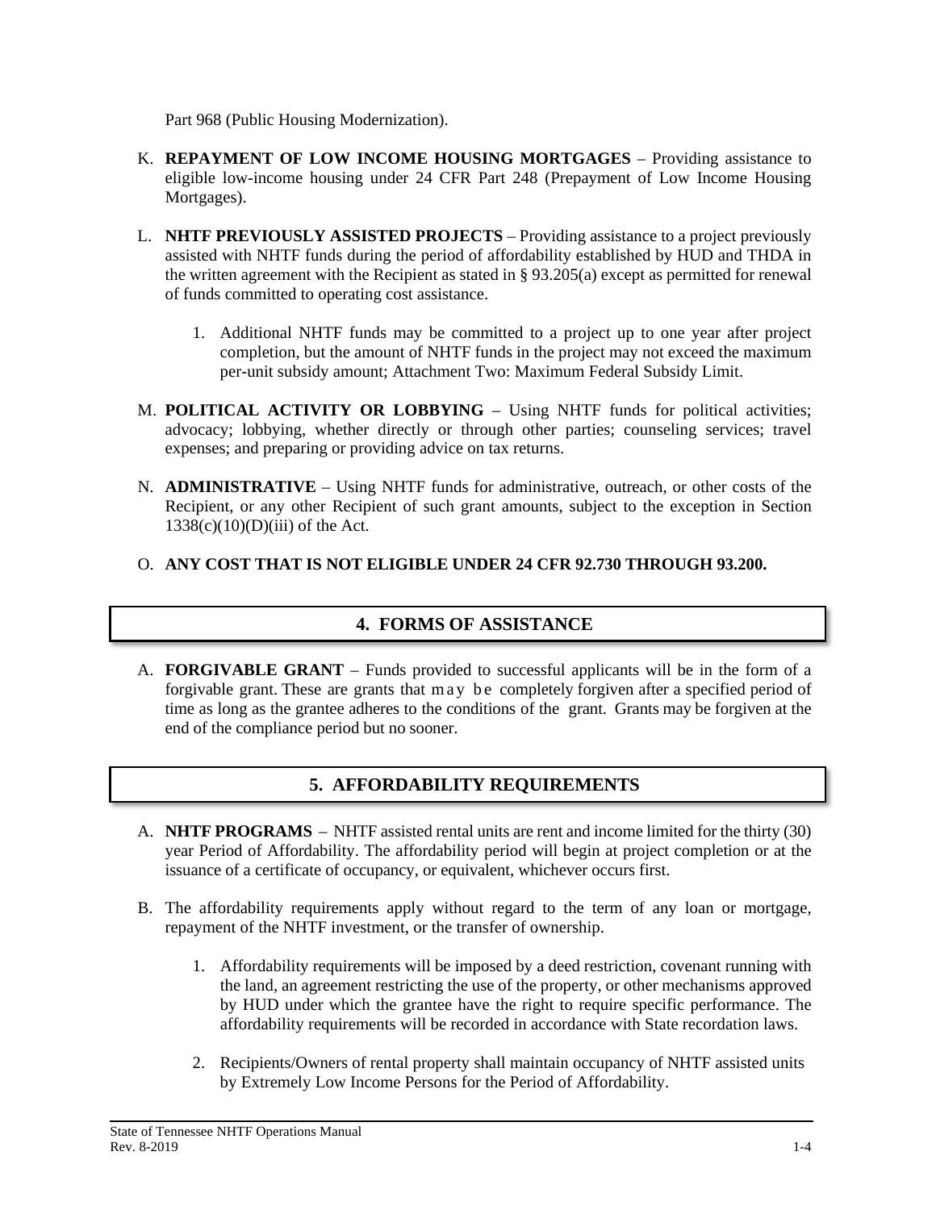Part 968 (Public Housing Modernization).

K. **REPAYMENT OF LOW INCOME HOUSING MORTGAGES** – Providing assistance to eligible low-income housing under 24 CFR Part 248 (Prepayment of Low Income Housing Mortgages).

L. **NHTF PREVIOUSLY ASSISTED PROJECTS** – Providing assistance to a project previously assisted with NHTF funds during the period of affordability established by HUD and THDA in the written agreement with the Recipient as stated in § 93.205(a) except as permitted for renewal of funds committed to operating cost assistance.

   1. Additional NHTF funds may be committed to a project up to one year after project completion, but the amount of NHTF funds in the project may not exceed the maximum per-unit subsidy amount; Attachment Two: Maximum Federal Subsidy Limit.

M. **POLITICAL ACTIVITY OR LOBBYING** – Using NHTF funds for political activities; advocacy; lobbying, whether directly or through other parties; counseling services; travel expenses; and preparing or providing advice on tax returns.

N. **ADMINISTRATIVE** – Using NHTF funds for administrative, outreach, or other costs of the Recipient, or any other Recipient of such grant amounts, subject to the exception in Section 1338(c)(10)(D)(iii) of the Act.

O. **ANY COST THAT IS NOT ELIGIBLE UNDER 24 CFR 92.730 THROUGH 93.200.**

## 4. FORMS OF ASSISTANCE

A. **FORGIVABLE GRANT** – Funds provided to successful applicants will be in the form of a forgivable grant. These are grants that may be completely forgiven after a specified period of time as long as the grantee adheres to the conditions of the grant. Grants may be forgiven at the end of the compliance period but no sooner.

## 5. AFFORDABILITY REQUIREMENTS

A. **NHTF PROGRAMS** – NHTF assisted rental units are rent and income limited for the thirty (30) year Period of Affordability. The affordability period will begin at project completion or at the issuance of a certificate of occupancy, or equivalent, whichever occurs first.

B. The affordability requirements apply without regard to the term of any loan or mortgage, repayment of the NHTF investment, or the transfer of ownership.

   1. Affordability requirements will be imposed by a deed restriction, covenant running with the land, an agreement restricting the use of the property, or other mechanisms approved by HUD under which the grantee have the right to require specific performance. The affordability requirements will be recorded in accordance with State recordation laws.

   2. Recipients/Owners of rental property shall maintain occupancy of NHTF assisted units by Extremely Low Income Persons for the Period of Affordability.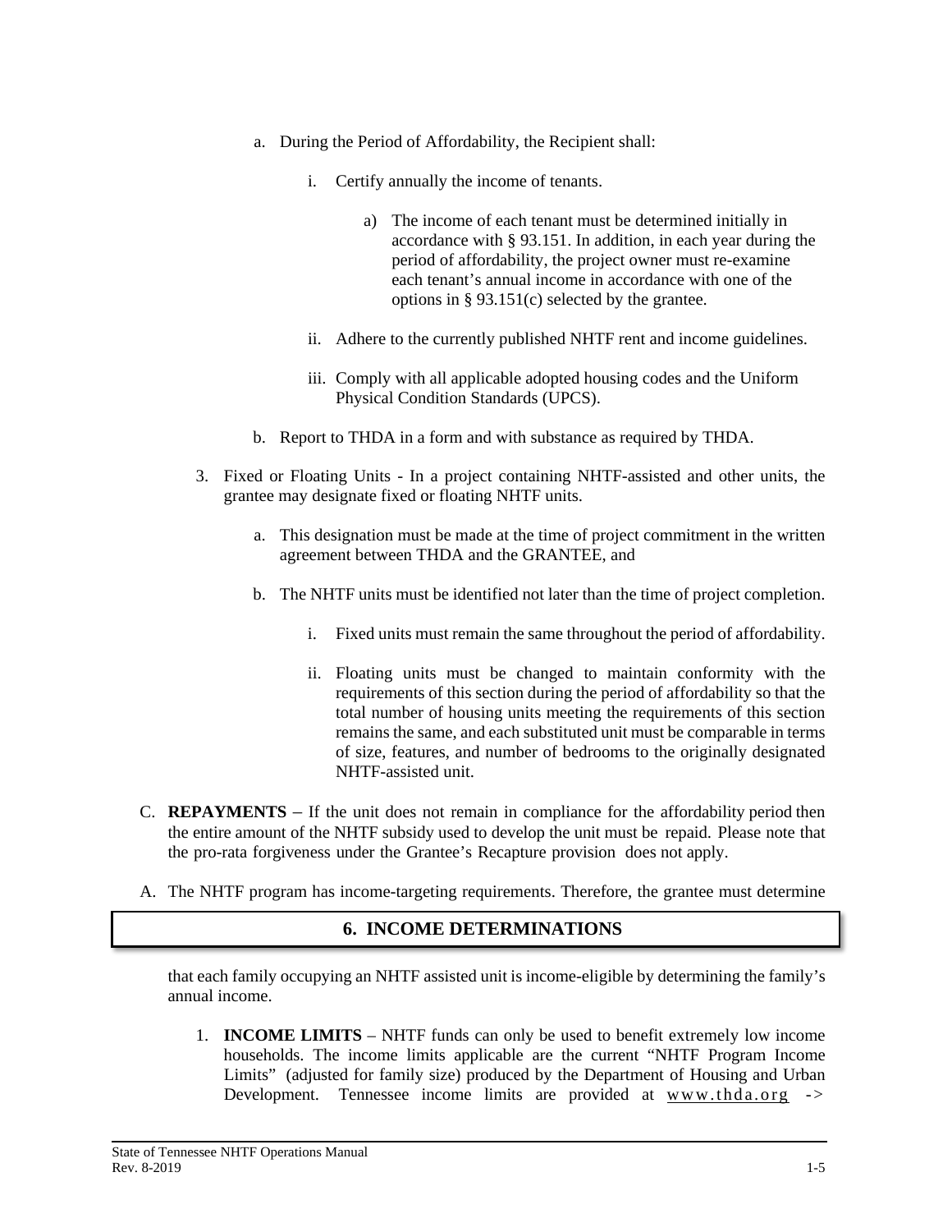a. During the Period of Affordability, the Recipient shall:

   i. Certify annually the income of tenants.

      a) The income of each tenant must be determined initially in accordance with § 93.151. In addition, in each year during the period of affordability, the project owner must re-examine each tenant's annual income in accordance with one of the options in § 93.151(c) selected by the grantee.

   ii. Adhere to the currently published NHTF rent and income guidelines.

   iii. Comply with all applicable adopted housing codes and the Uniform Physical Condition Standards (UPCS).

b. Report to THDA in a form and with substance as required by THDA.

3. Fixed or Floating Units - In a project containing NHTF-assisted and other units, the grantee may designate fixed or floating NHTF units.

   a. This designation must be made at the time of project commitment in the written agreement between THDA and the GRANTEE, and

   b. The NHTF units must be identified not later than the time of project completion.

      i. Fixed units must remain the same throughout the period of affordability.

      ii. Floating units must be changed to maintain conformity with the requirements of this section during the period of affordability so that the total number of housing units meeting the requirements of this section remains the same, and each substituted unit must be comparable in terms of size, features, and number of bedrooms to the originally designated NHTF-assisted unit.

C. **REPAYMENTS** – If the unit does not remain in compliance for the affordability period then the entire amount of the NHTF subsidy used to develop the unit must be repaid. Please note that the pro-rata forgiveness under the Grantee's Recapture provision does not apply.

## 6. INCOME DETERMINATIONS

A. The NHTF program has income-targeting requirements. Therefore, the grantee must determine that each family occupying an NHTF assisted unit is income-eligible by determining the family's annual income.

1. **INCOME LIMITS** – NHTF funds can only be used to benefit extremely low income households. The income limits applicable are the current "NHTF Program Income Limits" (adjusted for family size) produced by the Department of Housing and Urban Development. Tennessee income limits are provided at www.thda.org ->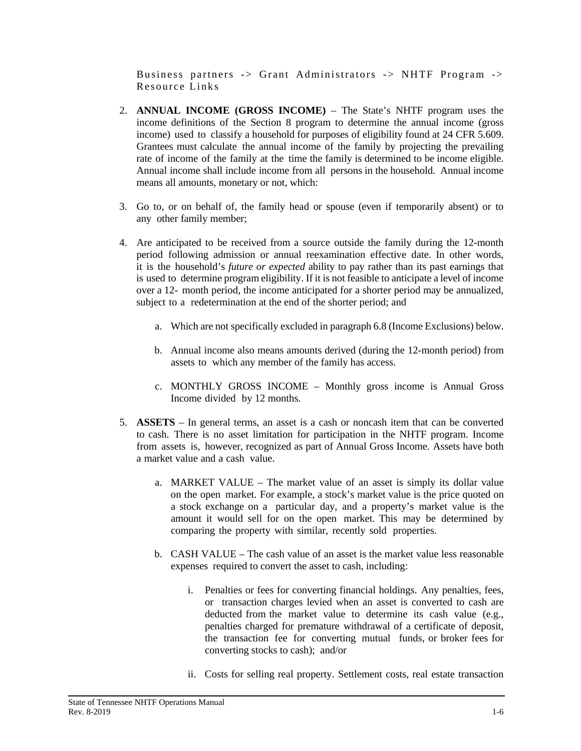Business partners -> Grant Administrators -> NHTF Program -> Resource Links

2. **ANNUAL INCOME (GROSS INCOME)** – The State's NHTF program uses the income definitions of the Section 8 program to determine the annual income (gross income) used to classify a household for purposes of eligibility found at 24 CFR 5.609. Grantees must calculate the annual income of the family by projecting the prevailing rate of income of the family at the time the family is determined to be income eligible. Annual income shall include income from all persons in the household. Annual income means all amounts, monetary or not, which:

3. Go to, or on behalf of, the family head or spouse (even if temporarily absent) or to any other family member;

4. Are anticipated to be received from a source outside the family during the 12-month period following admission or annual reexamination effective date. In other words, it is the household's *future or expected* ability to pay rather than its past earnings that is used to determine program eligibility. If it is not feasible to anticipate a level of income over a 12- month period, the income anticipated for a shorter period may be annualized, subject to a redetermination at the end of the shorter period; and

   a. Which are not specifically excluded in paragraph 6.8 (Income Exclusions) below.

   b. Annual income also means amounts derived (during the 12-month period) from assets to which any member of the family has access.

   c. MONTHLY GROSS INCOME – Monthly gross income is Annual Gross Income divided by 12 months.

5. **ASSETS** – In general terms, an asset is a cash or noncash item that can be converted to cash. There is no asset limitation for participation in the NHTF program. Income from assets is, however, recognized as part of Annual Gross Income. Assets have both a market value and a cash value.

   a. MARKET VALUE – The market value of an asset is simply its dollar value on the open market. For example, a stock's market value is the price quoted on a stock exchange on a particular day, and a property's market value is the amount it would sell for on the open market. This may be determined by comparing the property with similar, recently sold properties.

   b. CASH VALUE – The cash value of an asset is the market value less reasonable expenses required to convert the asset to cash, including:

      i. Penalties or fees for converting financial holdings. Any penalties, fees, or transaction charges levied when an asset is converted to cash are deducted from the market value to determine its cash value (e.g., penalties charged for premature withdrawal of a certificate of deposit, the transaction fee for converting mutual funds, or broker fees for converting stocks to cash); and/or

      ii. Costs for selling real property. Settlement costs, real estate transaction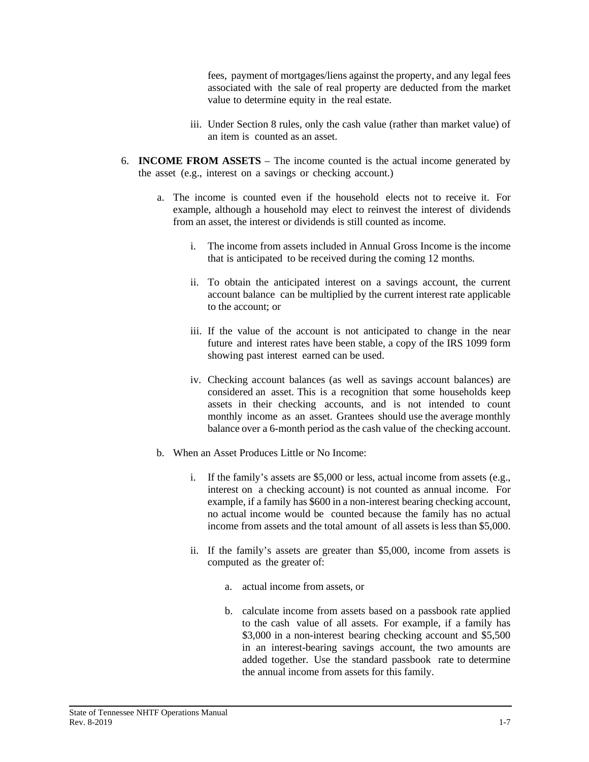fees, payment of mortgages/liens against the property, and any legal fees associated with the sale of real property are deducted from the market value to determine equity in the real estate.

iii. Under Section 8 rules, only the cash value (rather than market value) of an item is counted as an asset.

6. **INCOME FROM ASSETS** – The income counted is the actual income generated by the asset (e.g., interest on a savings or checking account.)

   a. The income is counted even if the household elects not to receive it. For example, although a household may elect to reinvest the interest of dividends from an asset, the interest or dividends is still counted as income.

      i. The income from assets included in Annual Gross Income is the income that is anticipated to be received during the coming 12 months.

      ii. To obtain the anticipated interest on a savings account, the current account balance can be multiplied by the current interest rate applicable to the account; or

      iii. If the value of the account is not anticipated to change in the near future and interest rates have been stable, a copy of the IRS 1099 form showing past interest earned can be used.

      iv. Checking account balances (as well as savings account balances) are considered an asset. This is a recognition that some households keep assets in their checking accounts, and is not intended to count monthly income as an asset. Grantees should use the average monthly balance over a 6-month period as the cash value of the checking account.

   b. When an Asset Produces Little or No Income:

      i. If the family's assets are $5,000 or less, actual income from assets (e.g., interest on a checking account) is not counted as annual income. For example, if a family has $600 in a non-interest bearing checking account, no actual income would be counted because the family has no actual income from assets and the total amount of all assets is less than $5,000.

      ii. If the family's assets are greater than $5,000, income from assets is computed as the greater of:

         a. actual income from assets, or

         b. calculate income from assets based on a passbook rate applied to the cash value of all assets. For example, if a family has $3,000 in a non-interest bearing checking account and $5,500 in an interest-bearing savings account, the two amounts are added together. Use the standard passbook rate to determine the annual income from assets for this family.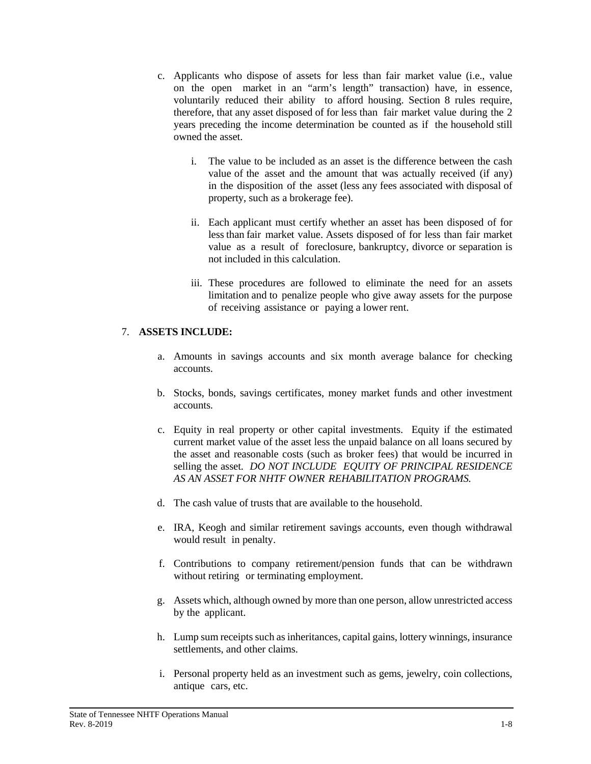c. Applicants who dispose of assets for less than fair market value (i.e., value on the open market in an "arm's length" transaction) have, in essence, voluntarily reduced their ability to afford housing. Section 8 rules require, therefore, that any asset disposed of for less than fair market value during the 2 years preceding the income determination be counted as if the household still owned the asset.

   i. The value to be included as an asset is the difference between the cash value of the asset and the amount that was actually received (if any) in the disposition of the asset (less any fees associated with disposal of property, such as a brokerage fee).

   ii. Each applicant must certify whether an asset has been disposed of for less than fair market value. Assets disposed of for less than fair market value as a result of foreclosure, bankruptcy, divorce or separation is not included in this calculation.

   iii. These procedures are followed to eliminate the need for an assets limitation and to penalize people who give away assets for the purpose of receiving assistance or paying a lower rent.

7. **ASSETS INCLUDE:**

   a. Amounts in savings accounts and six month average balance for checking accounts.

   b. Stocks, bonds, savings certificates, money market funds and other investment accounts.

   c. Equity in real property or other capital investments. Equity if the estimated current market value of the asset less the unpaid balance on all loans secured by the asset and reasonable costs (such as broker fees) that would be incurred in selling the asset. *DO NOT INCLUDE EQUITY OF PRINCIPAL RESIDENCE AS AN ASSET FOR NHTF OWNER REHABILITATION PROGRAMS.*

   d. The cash value of trusts that are available to the household.

   e. IRA, Keogh and similar retirement savings accounts, even though withdrawal would result in penalty.

   f. Contributions to company retirement/pension funds that can be withdrawn without retiring or terminating employment.

   g. Assets which, although owned by more than one person, allow unrestricted access by the applicant.

   h. Lump sum receipts such as inheritances, capital gains, lottery winnings, insurance settlements, and other claims.

   i. Personal property held as an investment such as gems, jewelry, coin collections, antique cars, etc.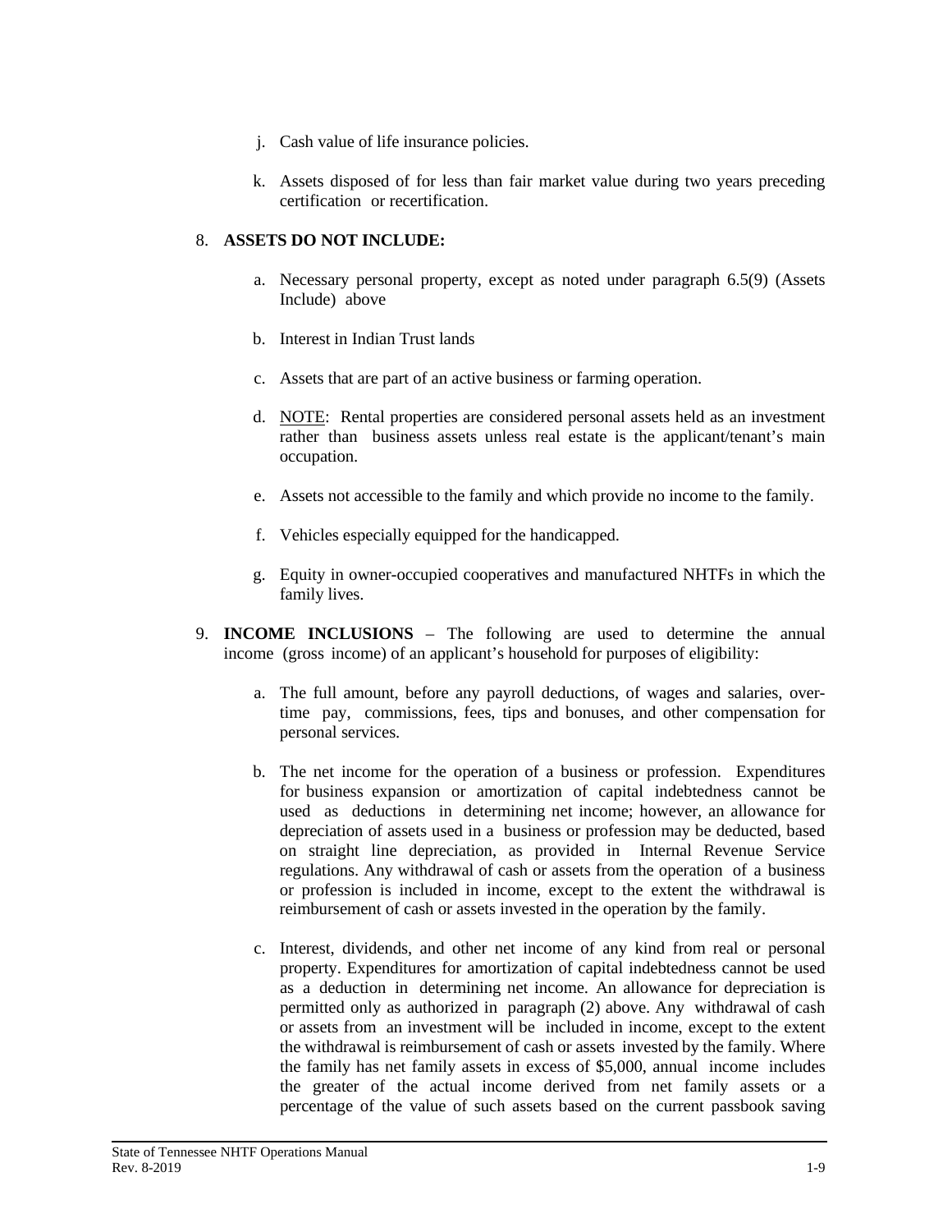j. Cash value of life insurance policies.

k. Assets disposed of for less than fair market value during two years preceding certification or recertification.

8. **ASSETS DO NOT INCLUDE:**

   a. Necessary personal property, except as noted under paragraph 6.5(9) (Assets Include) above

   b. Interest in Indian Trust lands

   c. Assets that are part of an active business or farming operation.

   d. NOTE: Rental properties are considered personal assets held as an investment rather than business assets unless real estate is the applicant/tenant's main occupation.

   e. Assets not accessible to the family and which provide no income to the family.

   f. Vehicles especially equipped for the handicapped.

   g. Equity in owner-occupied cooperatives and manufactured NHTFs in which the family lives.

9. **INCOME INCLUSIONS** – The following are used to determine the annual income (gross income) of an applicant's household for purposes of eligibility:

   a. The full amount, before any payroll deductions, of wages and salaries, overtime pay, commissions, fees, tips and bonuses, and other compensation for personal services.

   b. The net income for the operation of a business or profession. Expenditures for business expansion or amortization of capital indebtedness cannot be used as deductions in determining net income; however, an allowance for depreciation of assets used in a business or profession may be deducted, based on straight line depreciation, as provided in Internal Revenue Service regulations. Any withdrawal of cash or assets from the operation of a business or profession is included in income, except to the extent the withdrawal is reimbursement of cash or assets invested in the operation by the family.

   c. Interest, dividends, and other net income of any kind from real or personal property. Expenditures for amortization of capital indebtedness cannot be used as a deduction in determining net income. An allowance for depreciation is permitted only as authorized in paragraph (2) above. Any withdrawal of cash or assets from an investment will be included in income, except to the extent the withdrawal is reimbursement of cash or assets invested by the family. Where the family has net family assets in excess of $5,000, annual income includes the greater of the actual income derived from net family assets or a percentage of the value of such assets based on the current passbook saving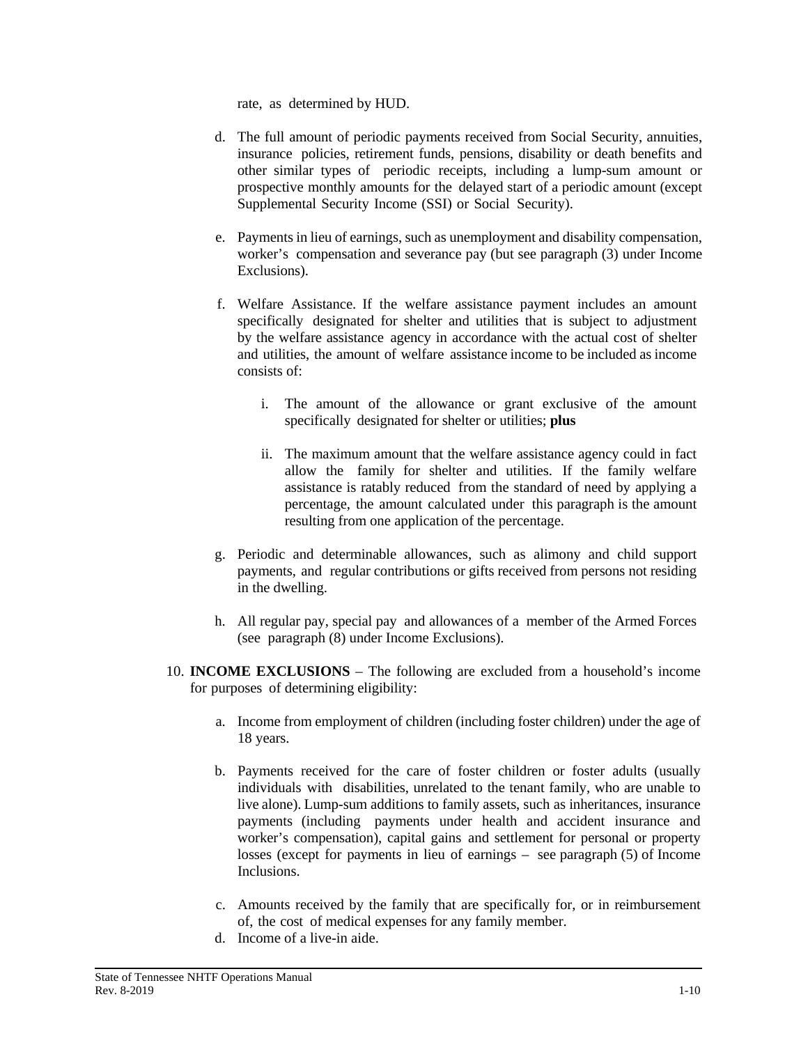rate, as determined by HUD.

d. The full amount of periodic payments received from Social Security, annuities, insurance policies, retirement funds, pensions, disability or death benefits and other similar types of periodic receipts, including a lump-sum amount or prospective monthly amounts for the delayed start of a periodic amount (except Supplemental Security Income (SSI) or Social Security).

e. Payments in lieu of earnings, such as unemployment and disability compensation, worker's compensation and severance pay (but see paragraph (3) under Income Exclusions).

f. Welfare Assistance. If the welfare assistance payment includes an amount specifically designated for shelter and utilities that is subject to adjustment by the welfare assistance agency in accordance with the actual cost of shelter and utilities, the amount of welfare assistance income to be included as income consists of:

   i. The amount of the allowance or grant exclusive of the amount specifically designated for shelter or utilities; **plus**

   ii. The maximum amount that the welfare assistance agency could in fact allow the family for shelter and utilities. If the family welfare assistance is ratably reduced from the standard of need by applying a percentage, the amount calculated under this paragraph is the amount resulting from one application of the percentage.

g. Periodic and determinable allowances, such as alimony and child support payments, and regular contributions or gifts received from persons not residing in the dwelling.

h. All regular pay, special pay and allowances of a member of the Armed Forces (see paragraph (8) under Income Exclusions).

10. **INCOME EXCLUSIONS** – The following are excluded from a household's income for purposes of determining eligibility:

   a. Income from employment of children (including foster children) under the age of 18 years.

   b. Payments received for the care of foster children or foster adults (usually individuals with disabilities, unrelated to the tenant family, who are unable to live alone). Lump-sum additions to family assets, such as inheritances, insurance payments (including payments under health and accident insurance and worker's compensation), capital gains and settlement for personal or property losses (except for payments in lieu of earnings – see paragraph (5) of Income Inclusions.

   c. Amounts received by the family that are specifically for, or in reimbursement of, the cost of medical expenses for any family member.

   d. Income of a live-in aide.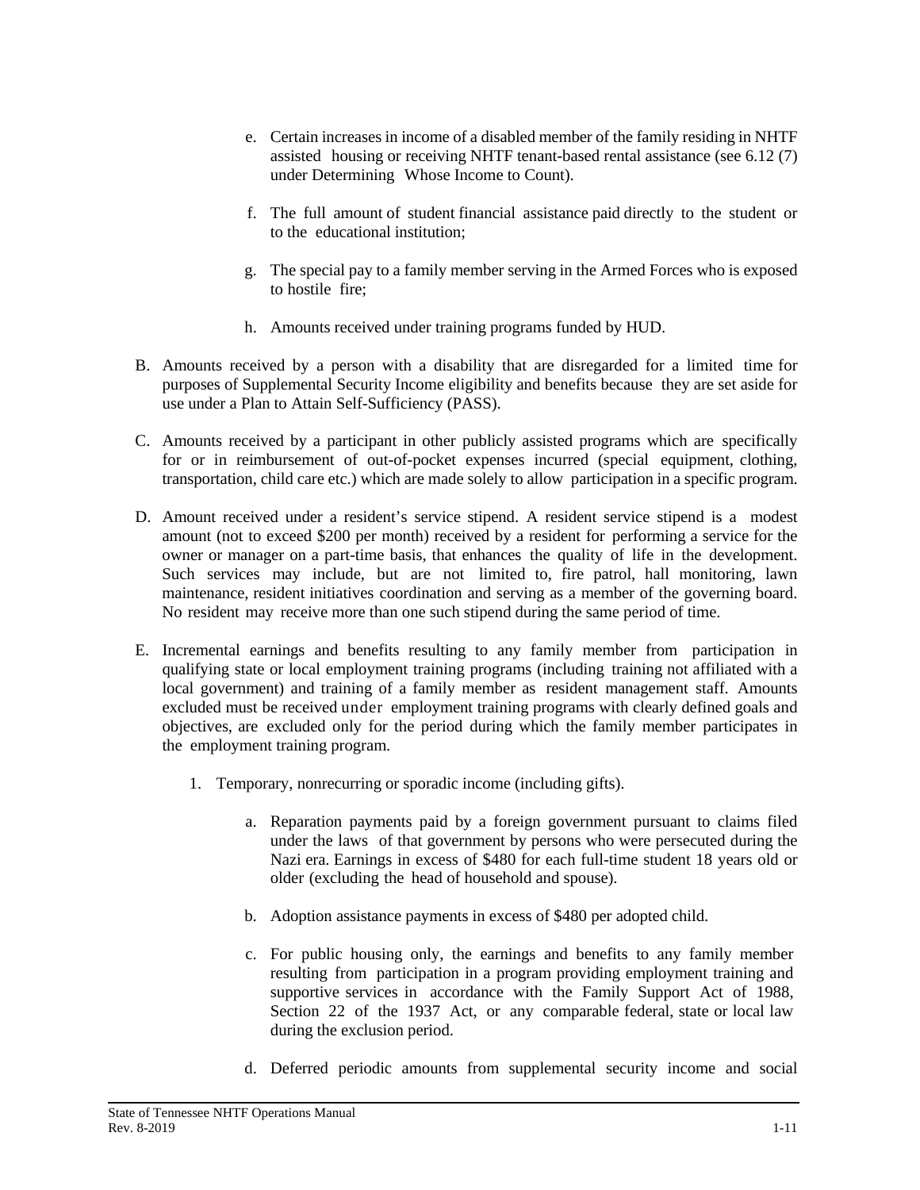e. Certain increases in income of a disabled member of the family residing in NHTF assisted housing or receiving NHTF tenant-based rental assistance (see 6.12 (7) under Determining Whose Income to Count).

f. The full amount of student financial assistance paid directly to the student or to the educational institution;

g. The special pay to a family member serving in the Armed Forces who is exposed to hostile fire;

h. Amounts received under training programs funded by HUD.

B. Amounts received by a person with a disability that are disregarded for a limited time for purposes of Supplemental Security Income eligibility and benefits because they are set aside for use under a Plan to Attain Self-Sufficiency (PASS).

C. Amounts received by a participant in other publicly assisted programs which are specifically for or in reimbursement of out-of-pocket expenses incurred (special equipment, clothing, transportation, child care etc.) which are made solely to allow participation in a specific program.

D. Amount received under a resident's service stipend. A resident service stipend is a modest amount (not to exceed $200 per month) received by a resident for performing a service for the owner or manager on a part-time basis, that enhances the quality of life in the development. Such services may include, but are not limited to, fire patrol, hall monitoring, lawn maintenance, resident initiatives coordination and serving as a member of the governing board. No resident may receive more than one such stipend during the same period of time.

E. Incremental earnings and benefits resulting to any family member from participation in qualifying state or local employment training programs (including training not affiliated with a local government) and training of a family member as resident management staff. Amounts excluded must be received under employment training programs with clearly defined goals and objectives, are excluded only for the period during which the family member participates in the employment training program.

   1. Temporary, nonrecurring or sporadic income (including gifts).

      a. Reparation payments paid by a foreign government pursuant to claims filed under the laws of that government by persons who were persecuted during the Nazi era. Earnings in excess of $480 for each full-time student 18 years old or older (excluding the head of household and spouse).

      b. Adoption assistance payments in excess of $480 per adopted child.

      c. For public housing only, the earnings and benefits to any family member resulting from participation in a program providing employment training and supportive services in accordance with the Family Support Act of 1988, Section 22 of the 1937 Act, or any comparable federal, state or local law during the exclusion period.

      d. Deferred periodic amounts from supplemental security income and social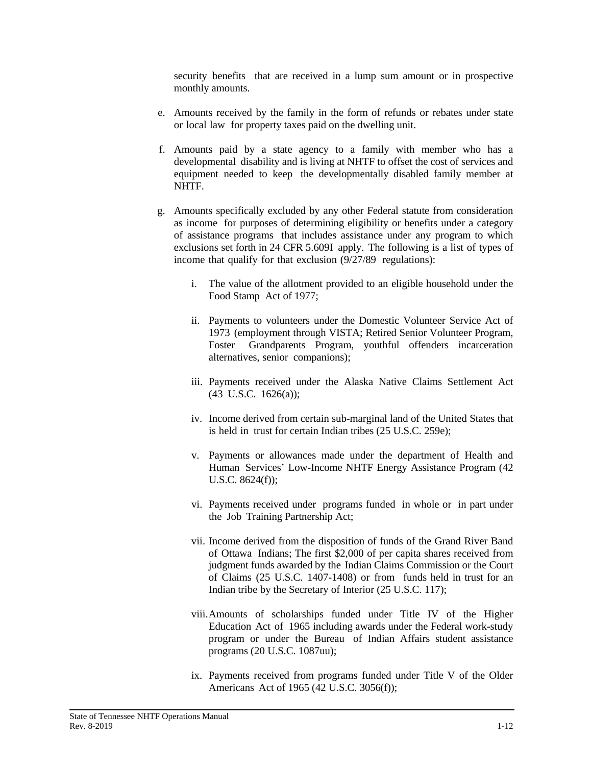security benefits that are received in a lump sum amount or in prospective monthly amounts.

e. Amounts received by the family in the form of refunds or rebates under state or local law for property taxes paid on the dwelling unit.

f. Amounts paid by a state agency to a family with member who has a developmental disability and is living at NHTF to offset the cost of services and equipment needed to keep the developmentally disabled family member at NHTF.

g. Amounts specifically excluded by any other Federal statute from consideration as income for purposes of determining eligibility or benefits under a category of assistance programs that includes assistance under any program to which exclusions set forth in 24 CFR 5.609I apply. The following is a list of types of income that qualify for that exclusion (9/27/89 regulations):

   i. The value of the allotment provided to an eligible household under the Food Stamp Act of 1977;

   ii. Payments to volunteers under the Domestic Volunteer Service Act of 1973 (employment through VISTA; Retired Senior Volunteer Program, Foster Grandparents Program, youthful offenders incarceration alternatives, senior companions);

   iii. Payments received under the Alaska Native Claims Settlement Act (43 U.S.C. 1626(a));

   iv. Income derived from certain sub-marginal land of the United States that is held in trust for certain Indian tribes (25 U.S.C. 259e);

   v. Payments or allowances made under the department of Health and Human Services' Low-Income NHTF Energy Assistance Program (42 U.S.C. 8624(f));

   vi. Payments received under programs funded in whole or in part under the Job Training Partnership Act;

   vii. Income derived from the disposition of funds of the Grand River Band of Ottawa Indians; The first $2,000 of per capita shares received from judgment funds awarded by the Indian Claims Commission or the Court of Claims (25 U.S.C. 1407-1408) or from funds held in trust for an Indian tribe by the Secretary of Interior (25 U.S.C. 117);

   viii. Amounts of scholarships funded under Title IV of the Higher Education Act of 1965 including awards under the Federal work-study program or under the Bureau of Indian Affairs student assistance programs (20 U.S.C. 1087uu);

   ix. Payments received from programs funded under Title V of the Older Americans Act of 1965 (42 U.S.C. 3056(f));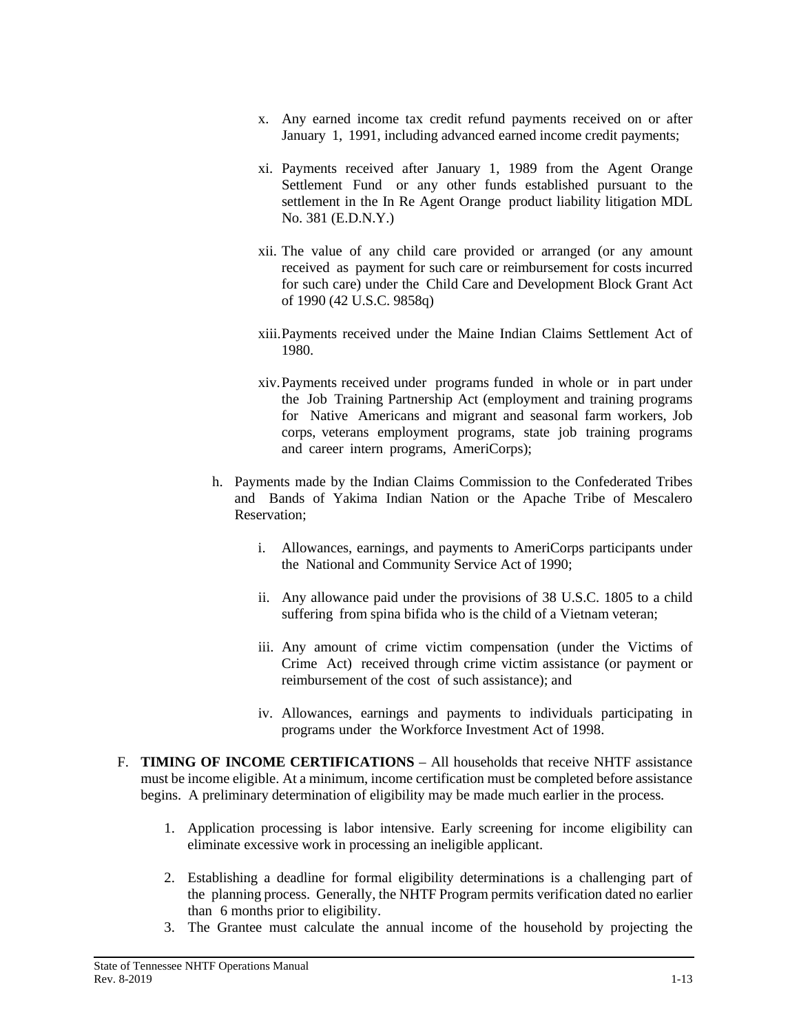x. Any earned income tax credit refund payments received on or after January 1, 1991, including advanced earned income credit payments;

xi. Payments received after January 1, 1989 from the Agent Orange Settlement Fund or any other funds established pursuant to the settlement in the In Re Agent Orange product liability litigation MDL No. 381 (E.D.N.Y.)

xii. The value of any child care provided or arranged (or any amount received as payment for such care or reimbursement for costs incurred for such care) under the Child Care and Development Block Grant Act of 1990 (42 U.S.C. 9858q)

xiii. Payments received under the Maine Indian Claims Settlement Act of 1980.

xiv. Payments received under programs funded in whole or in part under the Job Training Partnership Act (employment and training programs for Native Americans and migrant and seasonal farm workers, Job corps, veterans employment programs, state job training programs and career intern programs, AmeriCorps);

h. Payments made by the Indian Claims Commission to the Confederated Tribes and Bands of Yakima Indian Nation or the Apache Tribe of Mescalero Reservation;

i. Allowances, earnings, and payments to AmeriCorps participants under the National and Community Service Act of 1990;

ii. Any allowance paid under the provisions of 38 U.S.C. 1805 to a child suffering from spina bifida who is the child of a Vietnam veteran;

iii. Any amount of crime victim compensation (under the Victims of Crime Act) received through crime victim assistance (or payment or reimbursement of the cost of such assistance); and

iv. Allowances, earnings and payments to individuals participating in programs under the Workforce Investment Act of 1998.

F. **TIMING OF INCOME CERTIFICATIONS** – All households that receive NHTF assistance must be income eligible. At a minimum, income certification must be completed before assistance begins. A preliminary determination of eligibility may be made much earlier in the process.

1. Application processing is labor intensive. Early screening for income eligibility can eliminate excessive work in processing an ineligible applicant.
2. Establishing a deadline for formal eligibility determinations is a challenging part of the planning process. Generally, the NHTF Program permits verification dated no earlier than 6 months prior to eligibility.
3. The Grantee must calculate the annual income of the household by projecting the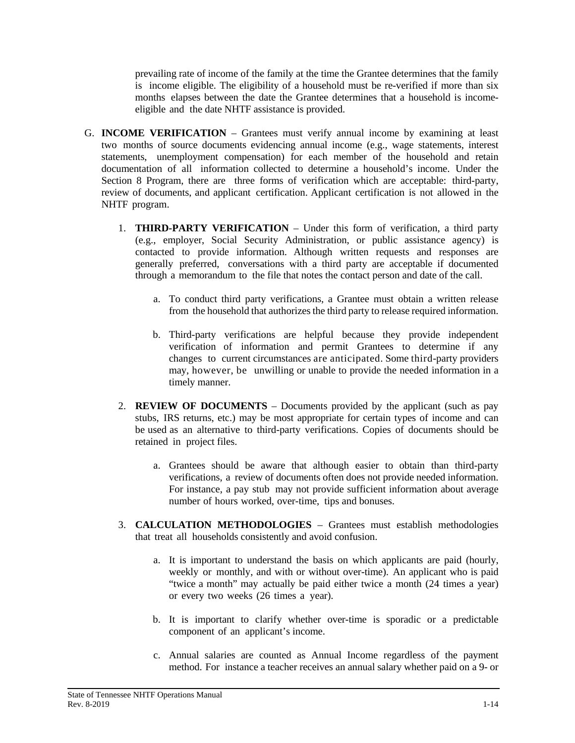prevailing rate of income of the family at the time the Grantee determines that the family is income eligible. The eligibility of a household must be re-verified if more than six months elapses between the date the Grantee determines that a household is income-eligible and the date NHTF assistance is provided.

G. **INCOME VERIFICATION** – Grantees must verify annual income by examining at least two months of source documents evidencing annual income (e.g., wage statements, interest statements, unemployment compensation) for each member of the household and retain documentation of all information collected to determine a household's income. Under the Section 8 Program, there are three forms of verification which are acceptable: third-party, review of documents, and applicant certification. Applicant certification is not allowed in the NHTF program.

   1. **THIRD-PARTY VERIFICATION** – Under this form of verification, a third party (e.g., employer, Social Security Administration, or public assistance agency) is contacted to provide information. Although written requests and responses are generally preferred, conversations with a third party are acceptable if documented through a memorandum to the file that notes the contact person and date of the call.

      a. To conduct third party verifications, a Grantee must obtain a written release from the household that authorizes the third party to release required information.

      b. Third-party verifications are helpful because they provide independent verification of information and permit Grantees to determine if any changes to current circumstances are anticipated. Some third-party providers may, however, be unwilling or unable to provide the needed information in a timely manner.

   2. **REVIEW OF DOCUMENTS** – Documents provided by the applicant (such as pay stubs, IRS returns, etc.) may be most appropriate for certain types of income and can be used as an alternative to third-party verifications. Copies of documents should be retained in project files.

      a. Grantees should be aware that although easier to obtain than third-party verifications, a review of documents often does not provide needed information. For instance, a pay stub may not provide sufficient information about average number of hours worked, over-time, tips and bonuses.

   3. **CALCULATION METHODOLOGIES** – Grantees must establish methodologies that treat all households consistently and avoid confusion.

      a. It is important to understand the basis on which applicants are paid (hourly, weekly or monthly, and with or without over-time). An applicant who is paid "twice a month" may actually be paid either twice a month (24 times a year) or every two weeks (26 times a year).

      b. It is important to clarify whether over-time is sporadic or a predictable component of an applicant's income.

      c. Annual salaries are counted as Annual Income regardless of the payment method. For instance a teacher receives an annual salary whether paid on a 9- or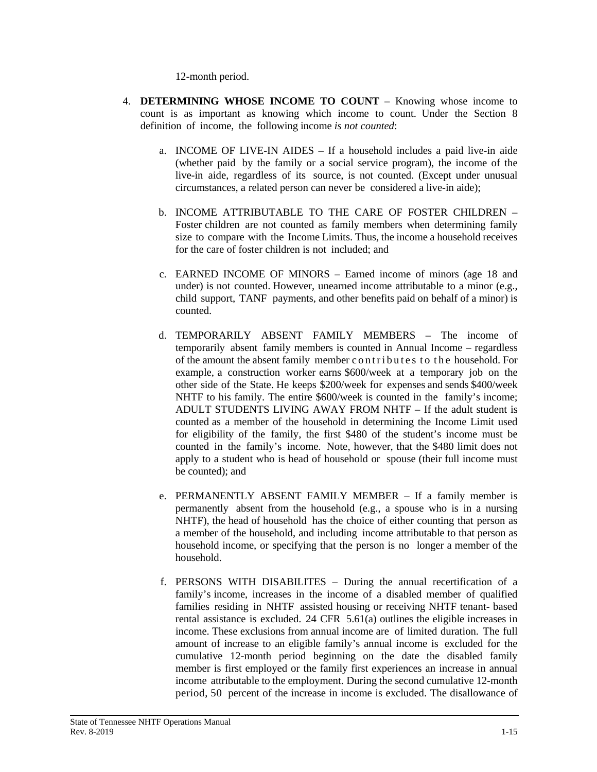12-month period.

4. **DETERMINING WHOSE INCOME TO COUNT** – Knowing whose income to count is as important as knowing which income to count. Under the Section 8 definition of income, the following income *is not counted*:

   a. INCOME OF LIVE-IN AIDES – If a household includes a paid live-in aide (whether paid by the family or a social service program), the income of the live-in aide, regardless of its source, is not counted. (Except under unusual circumstances, a related person can never be considered a live-in aide);

   b. INCOME ATTRIBUTABLE TO THE CARE OF FOSTER CHILDREN – Foster children are not counted as family members when determining family size to compare with the Income Limits. Thus, the income a household receives for the care of foster children is not included; and

   c. EARNED INCOME OF MINORS – Earned income of minors (age 18 and under) is not counted. However, unearned income attributable to a minor (e.g., child support, TANF payments, and other benefits paid on behalf of a minor) is counted.

   d. TEMPORARILY ABSENT FAMILY MEMBERS – The income of temporarily absent family members is counted in Annual Income – regardless of the amount the absent family member contributes to the household. For example, a construction worker earns $600/week at a temporary job on the other side of the State. He keeps $200/week for expenses and sends $400/week NHTF to his family. The entire $600/week is counted in the family's income; ADULT STUDENTS LIVING AWAY FROM NHTF – If the adult student is counted as a member of the household in determining the Income Limit used for eligibility of the family, the first $480 of the student's income must be counted in the family's income. Note, however, that the $480 limit does not apply to a student who is head of household or spouse (their full income must be counted); and

   e. PERMANENTLY ABSENT FAMILY MEMBER – If a family member is permanently absent from the household (e.g., a spouse who is in a nursing NHTF), the head of household has the choice of either counting that person as a member of the household, and including income attributable to that person as household income, or specifying that the person is no longer a member of the household.

   f. PERSONS WITH DISABILITES – During the annual recertification of a family's income, increases in the income of a disabled member of qualified families residing in NHTF assisted housing or receiving NHTF tenant- based rental assistance is excluded. 24 CFR 5.61(a) outlines the eligible increases in income. These exclusions from annual income are of limited duration. The full amount of increase to an eligible family's annual income is excluded for the cumulative 12-month period beginning on the date the disabled family member is first employed or the family first experiences an increase in annual income attributable to the employment. During the second cumulative 12-month period, 50 percent of the increase in income is excluded. The disallowance of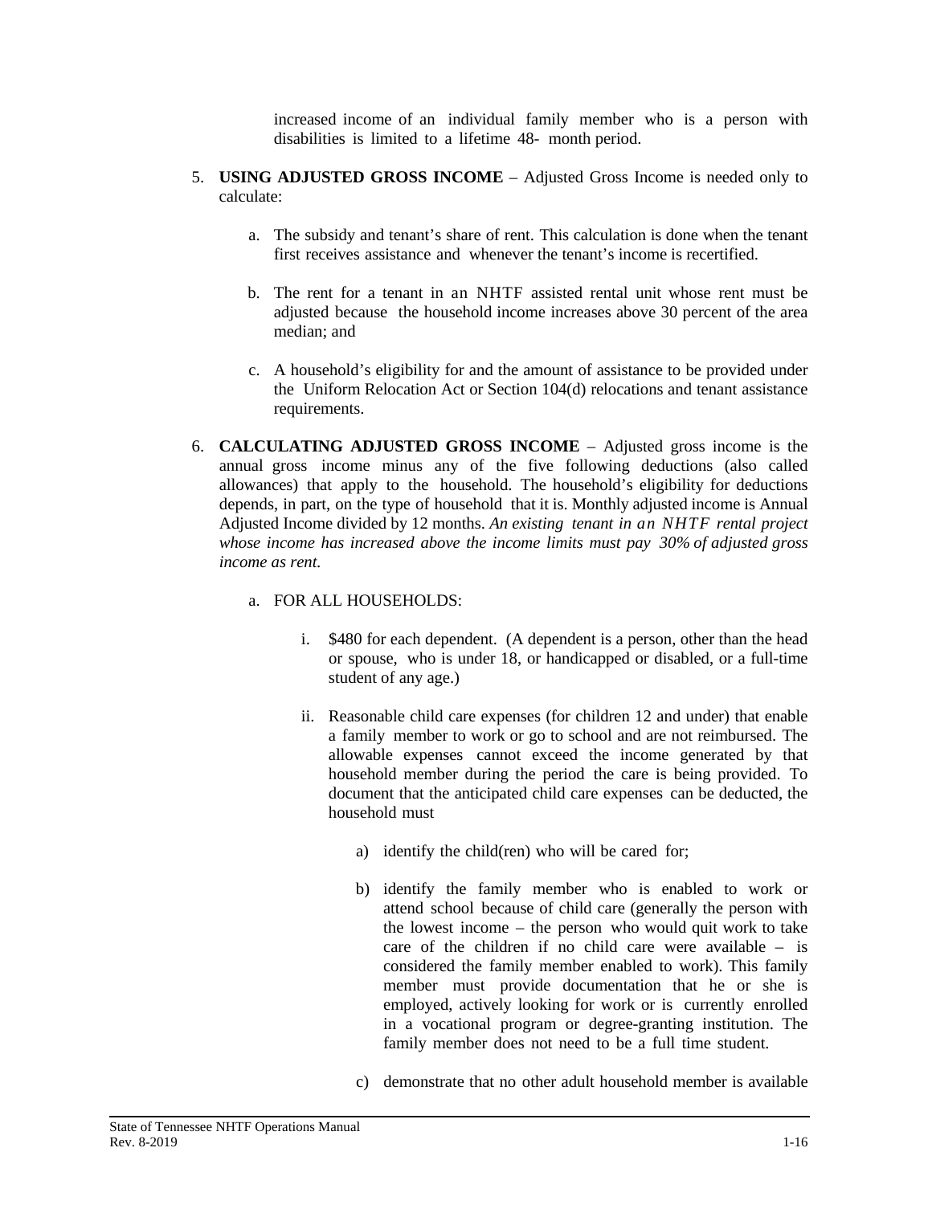increased income of an individual family member who is a person with disabilities is limited to a lifetime 48- month period.

5. **USING ADJUSTED GROSS INCOME** – Adjusted Gross Income is needed only to calculate:

   a. The subsidy and tenant's share of rent. This calculation is done when the tenant first receives assistance and whenever the tenant's income is recertified.

   b. The rent for a tenant in an NHTF assisted rental unit whose rent must be adjusted because the household income increases above 30 percent of the area median; and

   c. A household's eligibility for and the amount of assistance to be provided under the Uniform Relocation Act or Section 104(d) relocations and tenant assistance requirements.

6. **CALCULATING ADJUSTED GROSS INCOME** – Adjusted gross income is the annual gross income minus any of the five following deductions (also called allowances) that apply to the household. The household's eligibility for deductions depends, in part, on the type of household that it is. Monthly adjusted income is Annual Adjusted Income divided by 12 months. *An existing tenant in an NHTF rental project whose income has increased above the income limits must pay 30% of adjusted gross income as rent.*

   a. FOR ALL HOUSEHOLDS:

      i. $480 for each dependent. (A dependent is a person, other than the head or spouse, who is under 18, or handicapped or disabled, or a full-time student of any age.)

      ii. Reasonable child care expenses (for children 12 and under) that enable a family member to work or go to school and are not reimbursed. The allowable expenses cannot exceed the income generated by that household member during the period the care is being provided. To document that the anticipated child care expenses can be deducted, the household must

         a) identify the child(ren) who will be cared for;

         b) identify the family member who is enabled to work or attend school because of child care (generally the person with the lowest income – the person who would quit work to take care of the children if no child care were available – is considered the family member enabled to work). This family member must provide documentation that he or she is employed, actively looking for work or is currently enrolled in a vocational program or degree-granting institution. The family member does not need to be a full time student.

         c) demonstrate that no other adult household member is available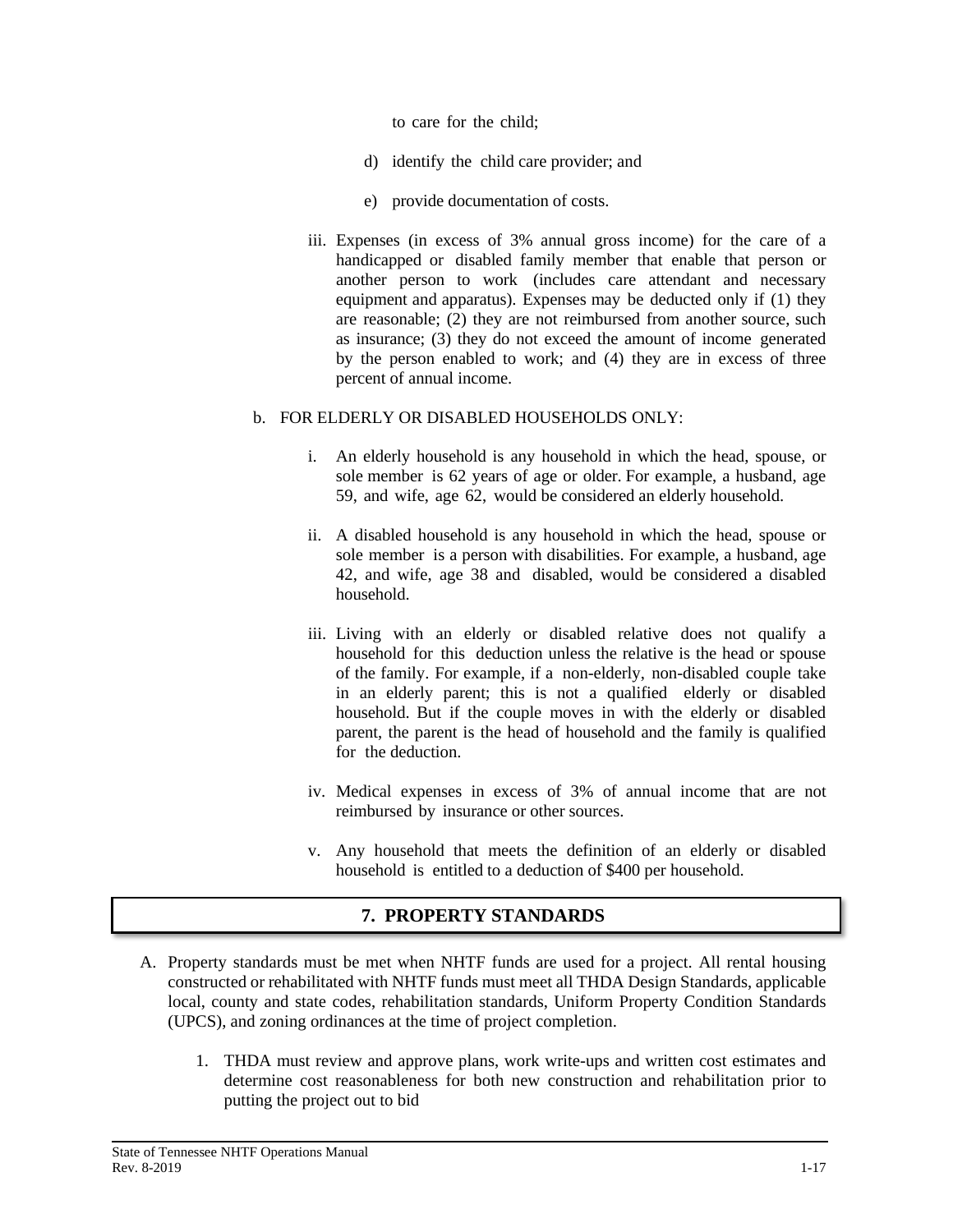to care for the child;

d) identify the child care provider; and

e) provide documentation of costs.

iii. Expenses (in excess of 3% annual gross income) for the care of a handicapped or disabled family member that enable that person or another person to work (includes care attendant and necessary equipment and apparatus). Expenses may be deducted only if (1) they are reasonable; (2) they are not reimbursed from another source, such as insurance; (3) they do not exceed the amount of income generated by the person enabled to work; and (4) they are in excess of three percent of annual income.

b. FOR ELDERLY OR DISABLED HOUSEHOLDS ONLY:

i. An elderly household is any household in which the head, spouse, or sole member is 62 years of age or older. For example, a husband, age 59, and wife, age 62, would be considered an elderly household.

ii. A disabled household is any household in which the head, spouse or sole member is a person with disabilities. For example, a husband, age 42, and wife, age 38 and disabled, would be considered a disabled household.

iii. Living with an elderly or disabled relative does not qualify a household for this deduction unless the relative is the head or spouse of the family. For example, if a non-elderly, non-disabled couple take in an elderly parent; this is not a qualified elderly or disabled household. But if the couple moves in with the elderly or disabled parent, the parent is the head of household and the family is qualified for the deduction.

iv. Medical expenses in excess of 3% of annual income that are not reimbursed by insurance or other sources.

v. Any household that meets the definition of an elderly or disabled household is entitled to a deduction of $400 per household.

## 7. PROPERTY STANDARDS

A. Property standards must be met when NHTF funds are used for a project. All rental housing constructed or rehabilitated with NHTF funds must meet all THDA Design Standards, applicable local, county and state codes, rehabilitation standards, Uniform Property Condition Standards (UPCS), and zoning ordinances at the time of project completion.

1. THDA must review and approve plans, work write-ups and written cost estimates and determine cost reasonableness for both new construction and rehabilitation prior to putting the project out to bid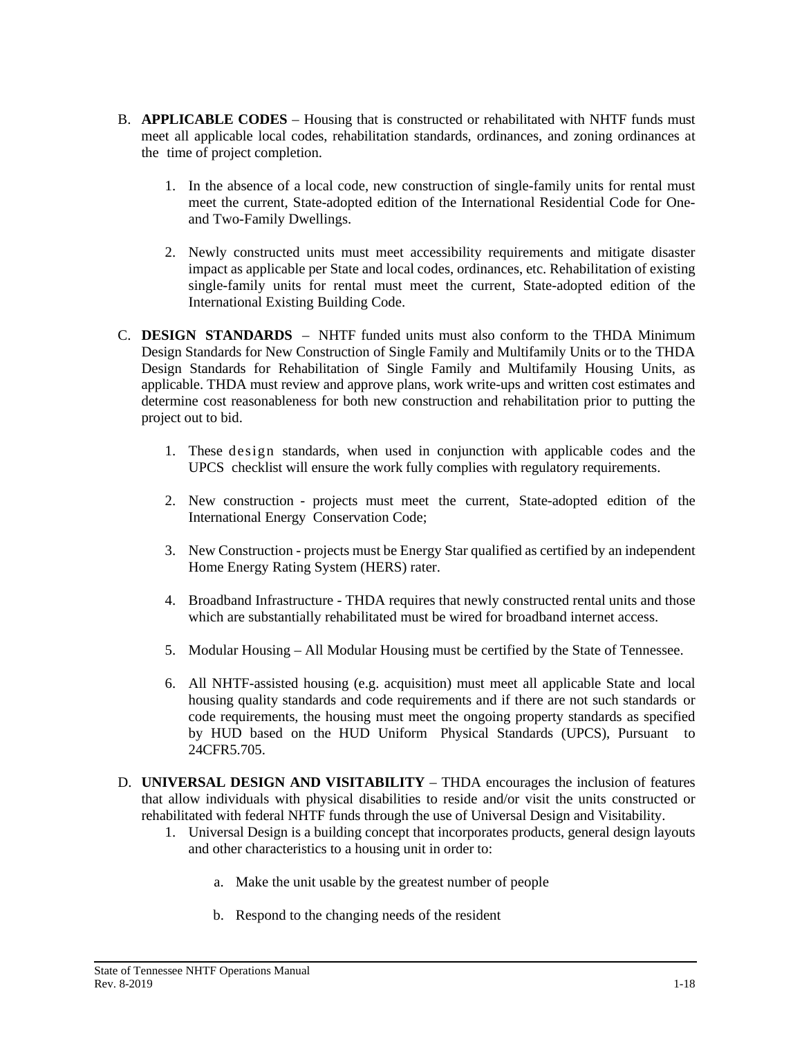B. **APPLICABLE CODES** – Housing that is constructed or rehabilitated with NHTF funds must meet all applicable local codes, rehabilitation standards, ordinances, and zoning ordinances at the time of project completion.

   1. In the absence of a local code, new construction of single-family units for rental must meet the current, State-adopted edition of the International Residential Code for One- and Two-Family Dwellings.

   2. Newly constructed units must meet accessibility requirements and mitigate disaster impact as applicable per State and local codes, ordinances, etc. Rehabilitation of existing single-family units for rental must meet the current, State-adopted edition of the International Existing Building Code.

C. **DESIGN STANDARDS** – NHTF funded units must also conform to the THDA Minimum Design Standards for New Construction of Single Family and Multifamily Units or to the THDA Design Standards for Rehabilitation of Single Family and Multifamily Housing Units, as applicable. THDA must review and approve plans, work write-ups and written cost estimates and determine cost reasonableness for both new construction and rehabilitation prior to putting the project out to bid.

   1. These design standards, when used in conjunction with applicable codes and the UPCS checklist will ensure the work fully complies with regulatory requirements.

   2. New construction - projects must meet the current, State-adopted edition of the International Energy Conservation Code;

   3. New Construction - projects must be Energy Star qualified as certified by an independent Home Energy Rating System (HERS) rater.

   4. Broadband Infrastructure - THDA requires that newly constructed rental units and those which are substantially rehabilitated must be wired for broadband internet access.

   5. Modular Housing – All Modular Housing must be certified by the State of Tennessee.

   6. All NHTF-assisted housing (e.g. acquisition) must meet all applicable State and local housing quality standards and code requirements and if there are not such standards or code requirements, the housing must meet the ongoing property standards as specified by HUD based on the HUD Uniform Physical Standards (UPCS), Pursuant to 24CFR5.705.

D. **UNIVERSAL DESIGN AND VISITABILITY** – THDA encourages the inclusion of features that allow individuals with physical disabilities to reside and/or visit the units constructed or rehabilitated with federal NHTF funds through the use of Universal Design and Visitability.

   1. Universal Design is a building concept that incorporates products, general design layouts and other characteristics to a housing unit in order to:

      a. Make the unit usable by the greatest number of people

      b. Respond to the changing needs of the resident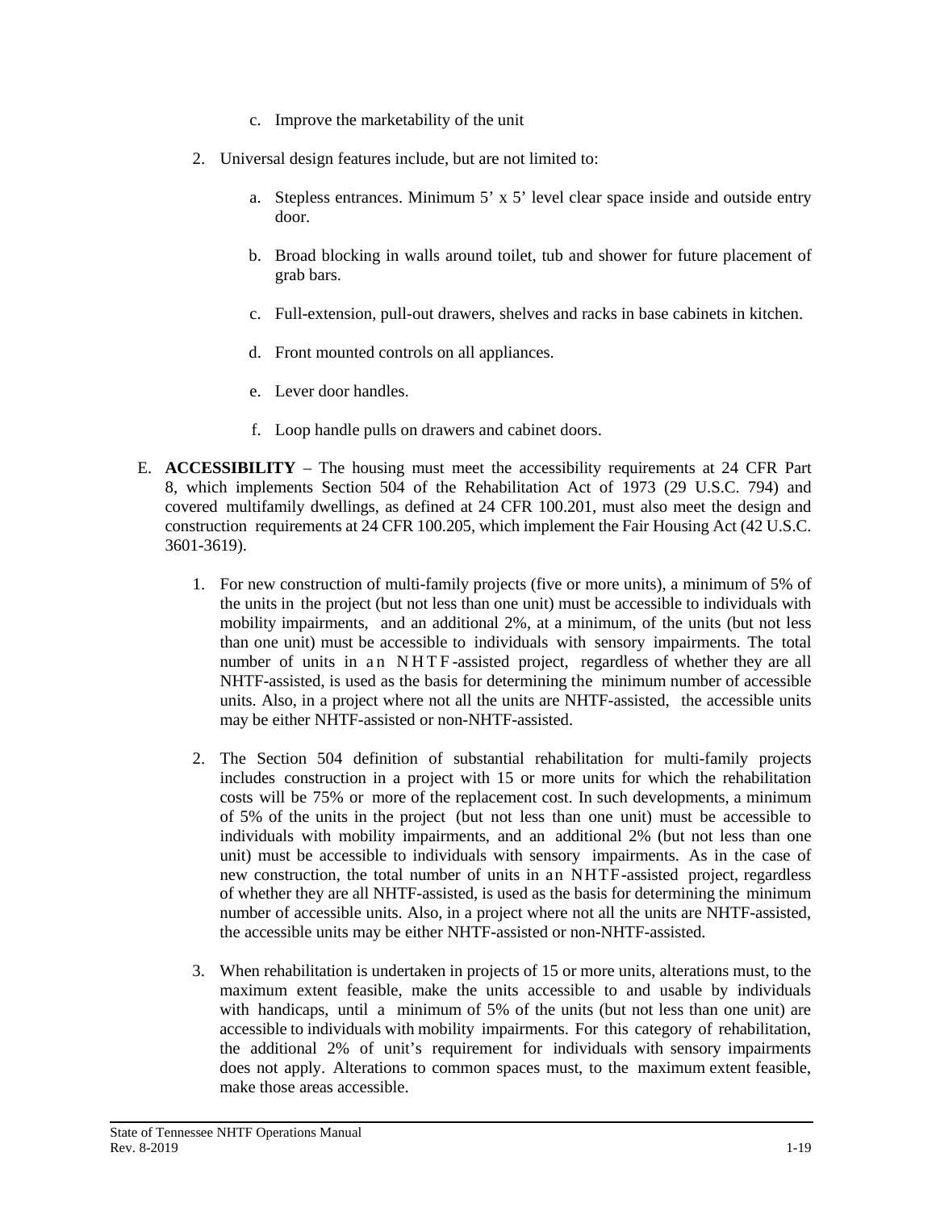c. Improve the marketability of the unit

2. Universal design features include, but are not limited to:

   a. Stepless entrances. Minimum 5’ x 5’ level clear space inside and outside entry door.

   b. Broad blocking in walls around toilet, tub and shower for future placement of grab bars.

   c. Full-extension, pull-out drawers, shelves and racks in base cabinets in kitchen.

   d. Front mounted controls on all appliances.

   e. Lever door handles.

   f. Loop handle pulls on drawers and cabinet doors.

E. **ACCESSIBILITY** – The housing must meet the accessibility requirements at 24 CFR Part 8, which implements Section 504 of the Rehabilitation Act of 1973 (29 U.S.C. 794) and covered multifamily dwellings, as defined at 24 CFR 100.201, must also meet the design and construction requirements at 24 CFR 100.205, which implement the Fair Housing Act (42 U.S.C. 3601-3619).

1. For new construction of multi-family projects (five or more units), a minimum of 5% of the units in the project (but not less than one unit) must be accessible to individuals with mobility impairments, and an additional 2%, at a minimum, of the units (but not less than one unit) must be accessible to individuals with sensory impairments. The total number of units in an NHTF-assisted project, regardless of whether they are all NHTF-assisted, is used as the basis for determining the minimum number of accessible units. Also, in a project where not all the units are NHTF-assisted, the accessible units may be either NHTF-assisted or non-NHTF-assisted.

2. The Section 504 definition of substantial rehabilitation for multi-family projects includes construction in a project with 15 or more units for which the rehabilitation costs will be 75% or more of the replacement cost. In such developments, a minimum of 5% of the units in the project (but not less than one unit) must be accessible to individuals with mobility impairments, and an additional 2% (but not less than one unit) must be accessible to individuals with sensory impairments. As in the case of new construction, the total number of units in an NHTF-assisted project, regardless of whether they are all NHTF-assisted, is used as the basis for determining the minimum number of accessible units. Also, in a project where not all the units are NHTF-assisted, the accessible units may be either NHTF-assisted or non-NHTF-assisted.

3. When rehabilitation is undertaken in projects of 15 or more units, alterations must, to the maximum extent feasible, make the units accessible to and usable by individuals with handicaps, until a minimum of 5% of the units (but not less than one unit) are accessible to individuals with mobility impairments. For this category of rehabilitation, the additional 2% of unit’s requirement for individuals with sensory impairments does not apply. Alterations to common spaces must, to the maximum extent feasible, make those areas accessible.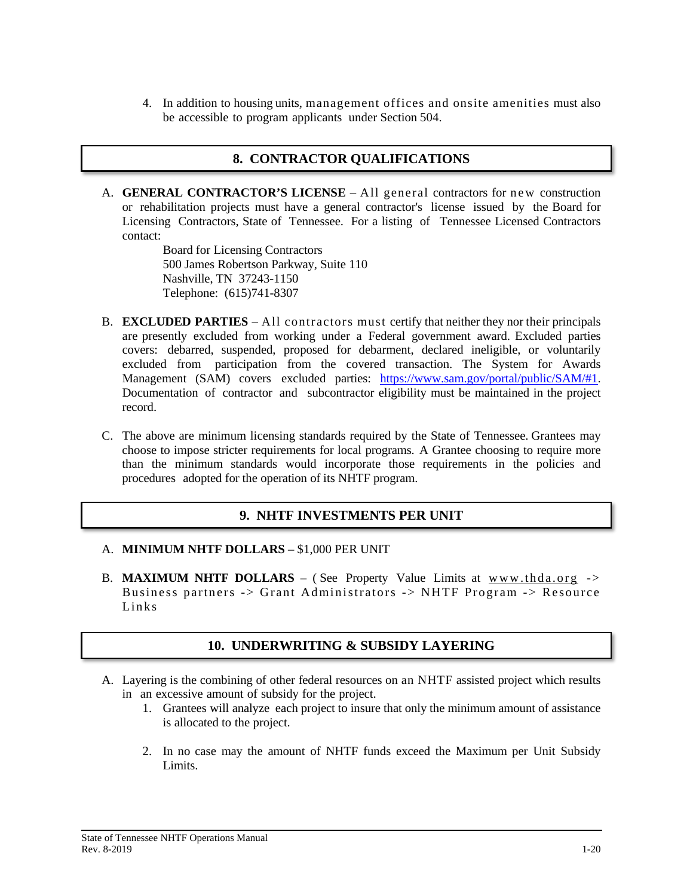4. In addition to housing units, management offices and onsite amenities must also be accessible to program applicants under Section 504.

## 8. CONTRACTOR QUALIFICATIONS

A. **GENERAL CONTRACTOR'S LICENSE** – All general contractors for new construction or rehabilitation projects must have a general contractor's license issued by the Board for Licensing Contractors, State of Tennessee. For a listing of Tennessee Licensed Contractors contact:

   Board for Licensing Contractors
   500 James Robertson Parkway, Suite 110
   Nashville, TN 37243-1150
   Telephone: (615)741-8307

B. **EXCLUDED PARTIES** – All contractors must certify that neither they nor their principals are presently excluded from working under a Federal government award. Excluded parties covers: debarred, suspended, proposed for debarment, declared ineligible, or voluntarily excluded from participation from the covered transaction. The System for Awards Management (SAM) covers excluded parties: https://www.sam.gov/portal/public/SAM/#1. Documentation of contractor and subcontractor eligibility must be maintained in the project record.

C. The above are minimum licensing standards required by the State of Tennessee. Grantees may choose to impose stricter requirements for local programs. A Grantee choosing to require more than the minimum standards would incorporate those requirements in the policies and procedures adopted for the operation of its NHTF program.

## 9. NHTF INVESTMENTS PER UNIT

A. **MINIMUM NHTF DOLLARS** – $1,000 PER UNIT

B. **MAXIMUM NHTF DOLLARS** – ( See Property Value Limits at www.thda.org -> Business partners -> Grant Administrators -> NHTF Program -> Resource Links

## 10. UNDERWRITING & SUBSIDY LAYERING

A. Layering is the combining of other federal resources on an NHTF assisted project which results in an excessive amount of subsidy for the project.
   1. Grantees will analyze each project to insure that only the minimum amount of assistance is allocated to the project.

   2. In no case may the amount of NHTF funds exceed the Maximum per Unit Subsidy Limits.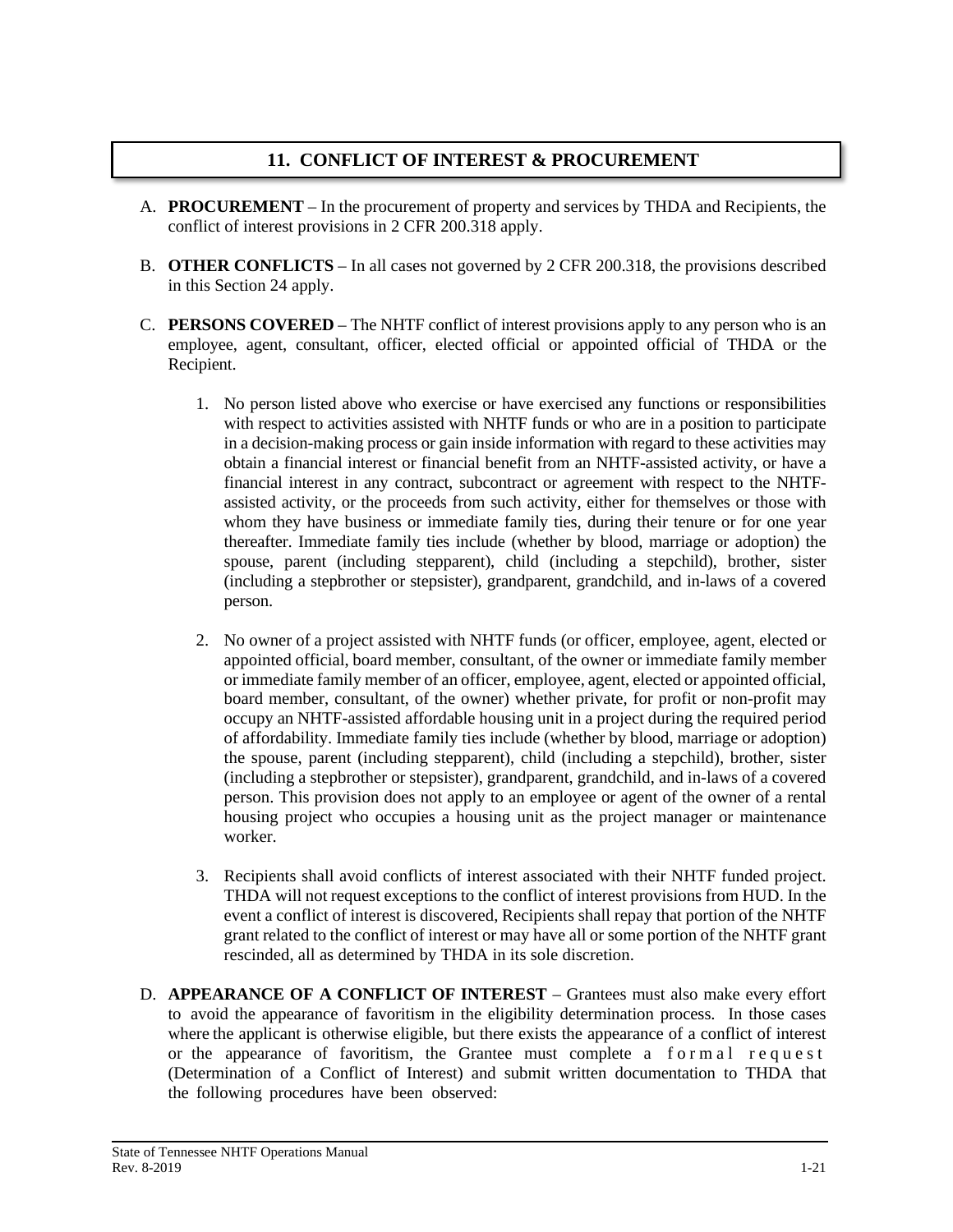## 11. CONFLICT OF INTEREST & PROCUREMENT

A. **PROCUREMENT** – In the procurement of property and services by THDA and Recipients, the conflict of interest provisions in 2 CFR 200.318 apply.

B. **OTHER CONFLICTS** – In all cases not governed by 2 CFR 200.318, the provisions described in this Section 24 apply.

C. **PERSONS COVERED** – The NHTF conflict of interest provisions apply to any person who is an employee, agent, consultant, officer, elected official or appointed official of THDA or the Recipient.

   1. No person listed above who exercise or have exercised any functions or responsibilities with respect to activities assisted with NHTF funds or who are in a position to participate in a decision-making process or gain inside information with regard to these activities may obtain a financial interest or financial benefit from an NHTF-assisted activity, or have a financial interest in any contract, subcontract or agreement with respect to the NHTF-assisted activity, or the proceeds from such activity, either for themselves or those with whom they have business or immediate family ties, during their tenure or for one year thereafter. Immediate family ties include (whether by blood, marriage or adoption) the spouse, parent (including stepparent), child (including a stepchild), brother, sister (including a stepbrother or stepsister), grandparent, grandchild, and in-laws of a covered person.

   2. No owner of a project assisted with NHTF funds (or officer, employee, agent, elected or appointed official, board member, consultant, of the owner or immediate family member or immediate family member of an officer, employee, agent, elected or appointed official, board member, consultant, of the owner) whether private, for profit or non-profit may occupy an NHTF-assisted affordable housing unit in a project during the required period of affordability. Immediate family ties include (whether by blood, marriage or adoption) the spouse, parent (including stepparent), child (including a stepchild), brother, sister (including a stepbrother or stepsister), grandparent, grandchild, and in-laws of a covered person. This provision does not apply to an employee or agent of the owner of a rental housing project who occupies a housing unit as the project manager or maintenance worker.

   3. Recipients shall avoid conflicts of interest associated with their NHTF funded project. THDA will not request exceptions to the conflict of interest provisions from HUD. In the event a conflict of interest is discovered, Recipients shall repay that portion of the NHTF grant related to the conflict of interest or may have all or some portion of the NHTF grant rescinded, all as determined by THDA in its sole discretion.

D. **APPEARANCE OF A CONFLICT OF INTEREST** – Grantees must also make every effort to avoid the appearance of favoritism in the eligibility determination process. In those cases where the applicant is otherwise eligible, but there exists the appearance of a conflict of interest or the appearance of favoritism, the Grantee must complete a formal request (Determination of a Conflict of Interest) and submit written documentation to THDA that the following procedures have been observed: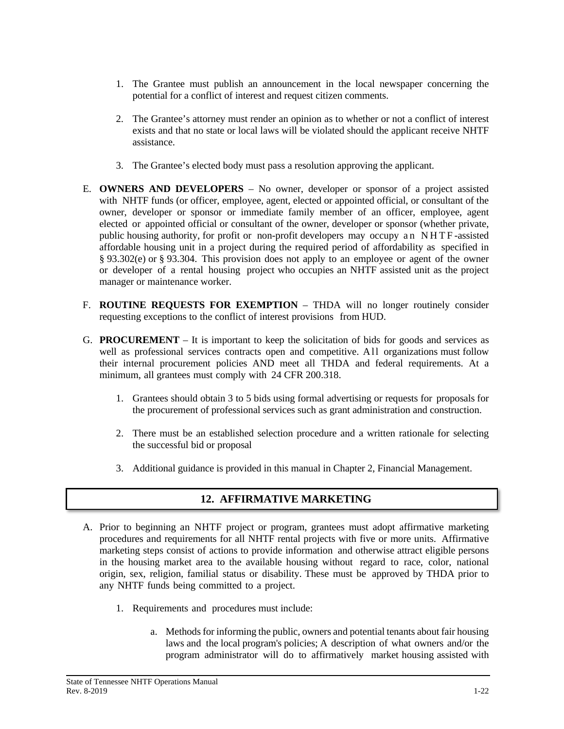1. The Grantee must publish an announcement in the local newspaper concerning the potential for a conflict of interest and request citizen comments.

2. The Grantee's attorney must render an opinion as to whether or not a conflict of interest exists and that no state or local laws will be violated should the applicant receive NHTF assistance.

3. The Grantee's elected body must pass a resolution approving the applicant.

E. **OWNERS AND DEVELOPERS** – No owner, developer or sponsor of a project assisted with NHTF funds (or officer, employee, agent, elected or appointed official, or consultant of the owner, developer or sponsor or immediate family member of an officer, employee, agent elected or appointed official or consultant of the owner, developer or sponsor (whether private, public housing authority, for profit or non-profit developers may occupy an NHTF-assisted affordable housing unit in a project during the required period of affordability as specified in § 93.302(e) or § 93.304. This provision does not apply to an employee or agent of the owner or developer of a rental housing project who occupies an NHTF assisted unit as the project manager or maintenance worker.

F. **ROUTINE REQUESTS FOR EXEMPTION** – THDA will no longer routinely consider requesting exceptions to the conflict of interest provisions from HUD.

G. **PROCUREMENT** – It is important to keep the solicitation of bids for goods and services as well as professional services contracts open and competitive. All organizations must follow their internal procurement policies AND meet all THDA and federal requirements. At a minimum, all grantees must comply with 24 CFR 200.318.

   1. Grantees should obtain 3 to 5 bids using formal advertising or requests for proposals for the procurement of professional services such as grant administration and construction.

   2. There must be an established selection procedure and a written rationale for selecting the successful bid or proposal

   3. Additional guidance is provided in this manual in Chapter 2, Financial Management.

## 12. AFFIRMATIVE MARKETING

A. Prior to beginning an NHTF project or program, grantees must adopt affirmative marketing procedures and requirements for all NHTF rental projects with five or more units. Affirmative marketing steps consist of actions to provide information and otherwise attract eligible persons in the housing market area to the available housing without regard to race, color, national origin, sex, religion, familial status or disability. These must be approved by THDA prior to any NHTF funds being committed to a project.

   1. Requirements and procedures must include:

      a. Methods for informing the public, owners and potential tenants about fair housing laws and the local program's policies; A description of what owners and/or the program administrator will do to affirmatively market housing assisted with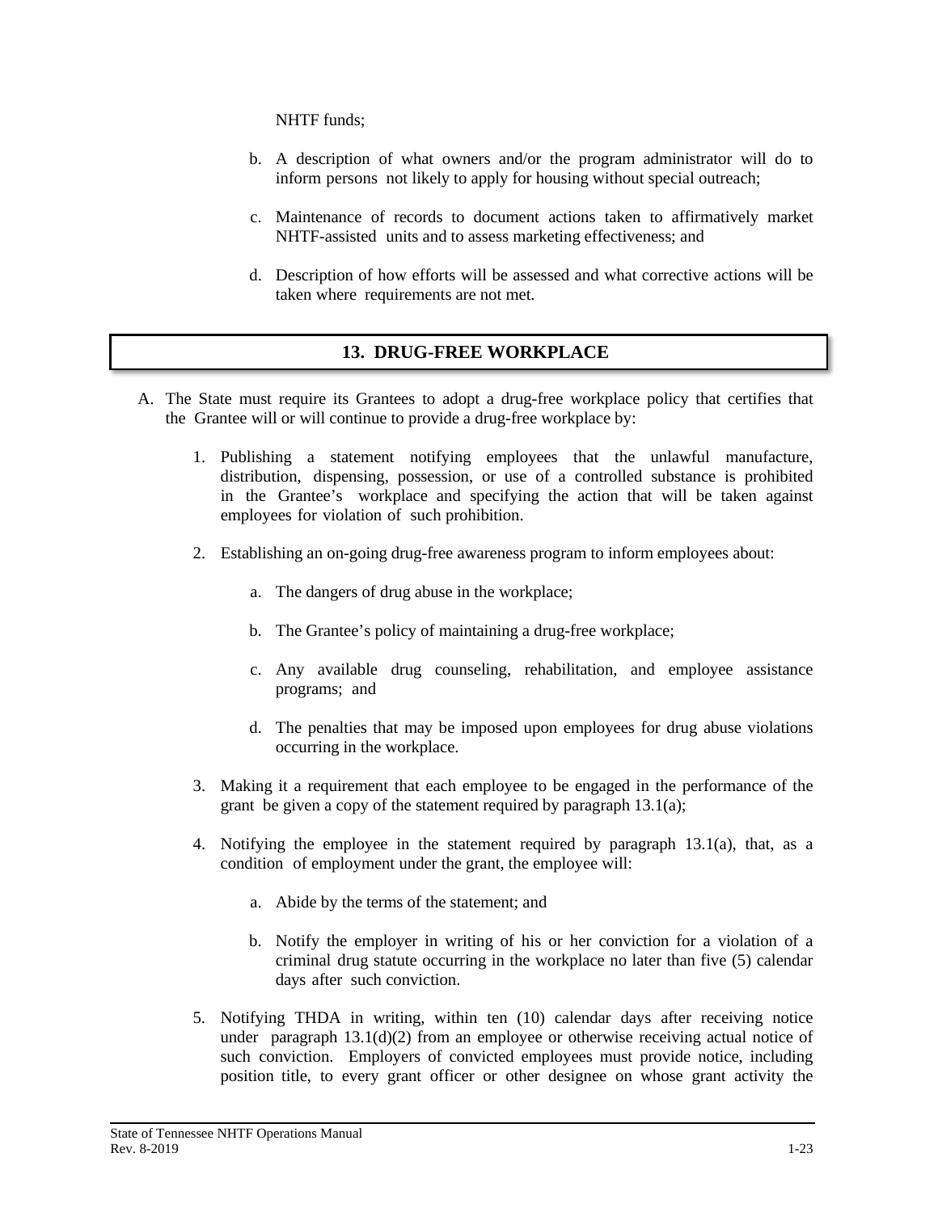NHTF funds;

b. A description of what owners and/or the program administrator will do to inform persons not likely to apply for housing without special outreach;

c. Maintenance of records to document actions taken to affirmatively market NHTF-assisted units and to assess marketing effectiveness; and

d. Description of how efforts will be assessed and what corrective actions will be taken where requirements are not met.

## 13. DRUG-FREE WORKPLACE

A. The State must require its Grantees to adopt a drug-free workplace policy that certifies that the Grantee will or will continue to provide a drug-free workplace by:

1. Publishing a statement notifying employees that the unlawful manufacture, distribution, dispensing, possession, or use of a controlled substance is prohibited in the Grantee's workplace and specifying the action that will be taken against employees for violation of such prohibition.

2. Establishing an on-going drug-free awareness program to inform employees about:

   a. The dangers of drug abuse in the workplace;

   b. The Grantee's policy of maintaining a drug-free workplace;

   c. Any available drug counseling, rehabilitation, and employee assistance programs; and

   d. The penalties that may be imposed upon employees for drug abuse violations occurring in the workplace.

3. Making it a requirement that each employee to be engaged in the performance of the grant be given a copy of the statement required by paragraph 13.1(a);

4. Notifying the employee in the statement required by paragraph 13.1(a), that, as a condition of employment under the grant, the employee will:

   a. Abide by the terms of the statement; and

   b. Notify the employer in writing of his or her conviction for a violation of a criminal drug statute occurring in the workplace no later than five (5) calendar days after such conviction.

5. Notifying THDA in writing, within ten (10) calendar days after receiving notice under paragraph 13.1(d)(2) from an employee or otherwise receiving actual notice of such conviction. Employers of convicted employees must provide notice, including position title, to every grant officer or other designee on whose grant activity the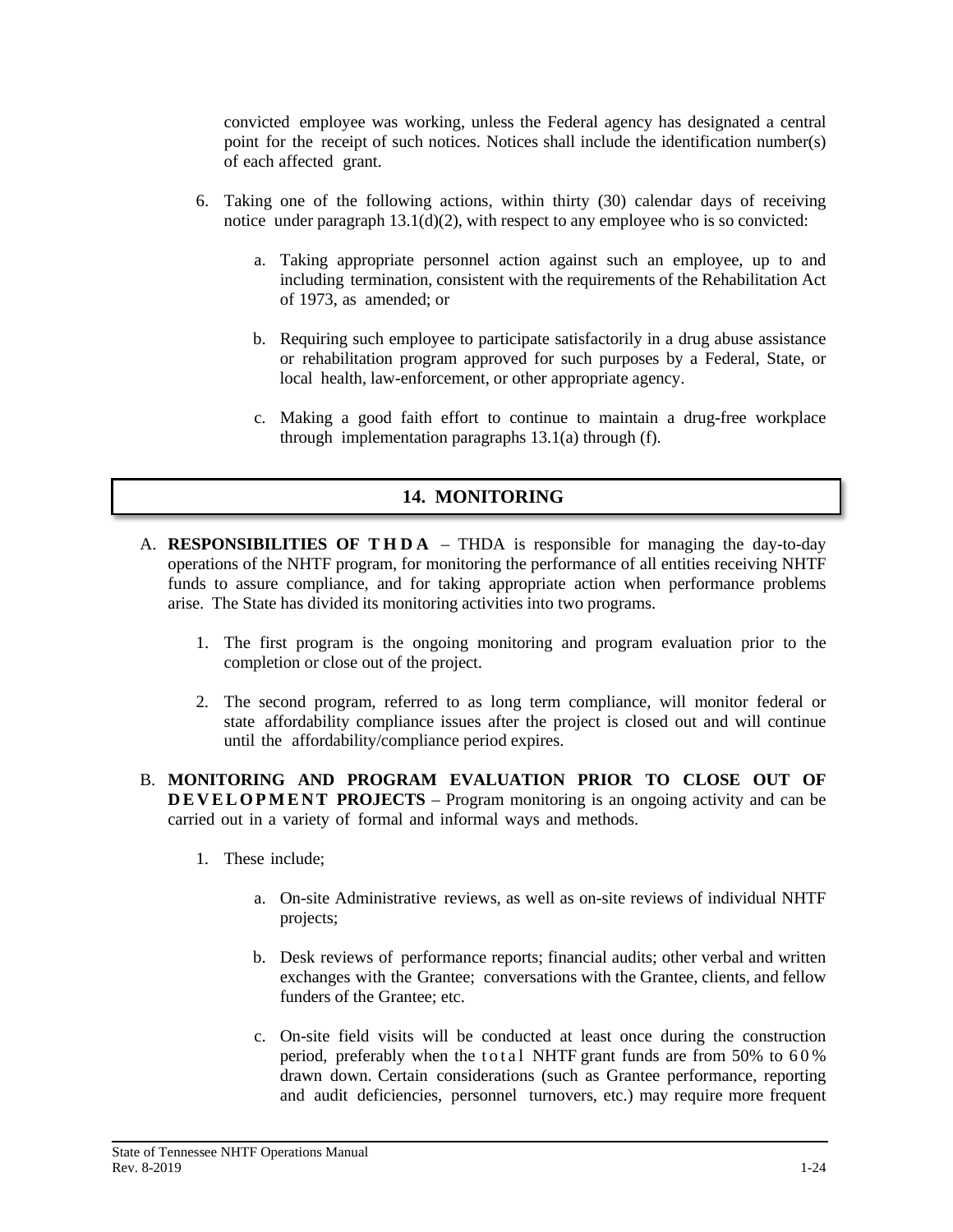convicted employee was working, unless the Federal agency has designated a central point for the receipt of such notices. Notices shall include the identification number(s) of each affected grant.

6. Taking one of the following actions, within thirty (30) calendar days of receiving notice under paragraph 13.1(d)(2), with respect to any employee who is so convicted:

    a. Taking appropriate personnel action against such an employee, up to and including termination, consistent with the requirements of the Rehabilitation Act of 1973, as amended; or

    b. Requiring such employee to participate satisfactorily in a drug abuse assistance or rehabilitation program approved for such purposes by a Federal, State, or local health, law-enforcement, or other appropriate agency.

    c. Making a good faith effort to continue to maintain a drug-free workplace through implementation paragraphs 13.1(a) through (f).

## 14. MONITORING

A. **RESPONSIBILITIES OF THDA** – THDA is responsible for managing the day-to-day operations of the NHTF program, for monitoring the performance of all entities receiving NHTF funds to assure compliance, and for taking appropriate action when performance problems arise. The State has divided its monitoring activities into two programs.

1. The first program is the ongoing monitoring and program evaluation prior to the completion or close out of the project.

2. The second program, referred to as long term compliance, will monitor federal or state affordability compliance issues after the project is closed out and will continue until the affordability/compliance period expires.

B. **MONITORING AND PROGRAM EVALUATION PRIOR TO CLOSE OUT OF DEVELOPMENT PROJECTS** – Program monitoring is an ongoing activity and can be carried out in a variety of formal and informal ways and methods.

1. These include;

    a. On-site Administrative reviews, as well as on-site reviews of individual NHTF projects;

    b. Desk reviews of performance reports; financial audits; other verbal and written exchanges with the Grantee; conversations with the Grantee, clients, and fellow funders of the Grantee; etc.

    c. On-site field visits will be conducted at least once during the construction period, preferably when the total NHTF grant funds are from 50% to 60% drawn down. Certain considerations (such as Grantee performance, reporting and audit deficiencies, personnel turnovers, etc.) may require more frequent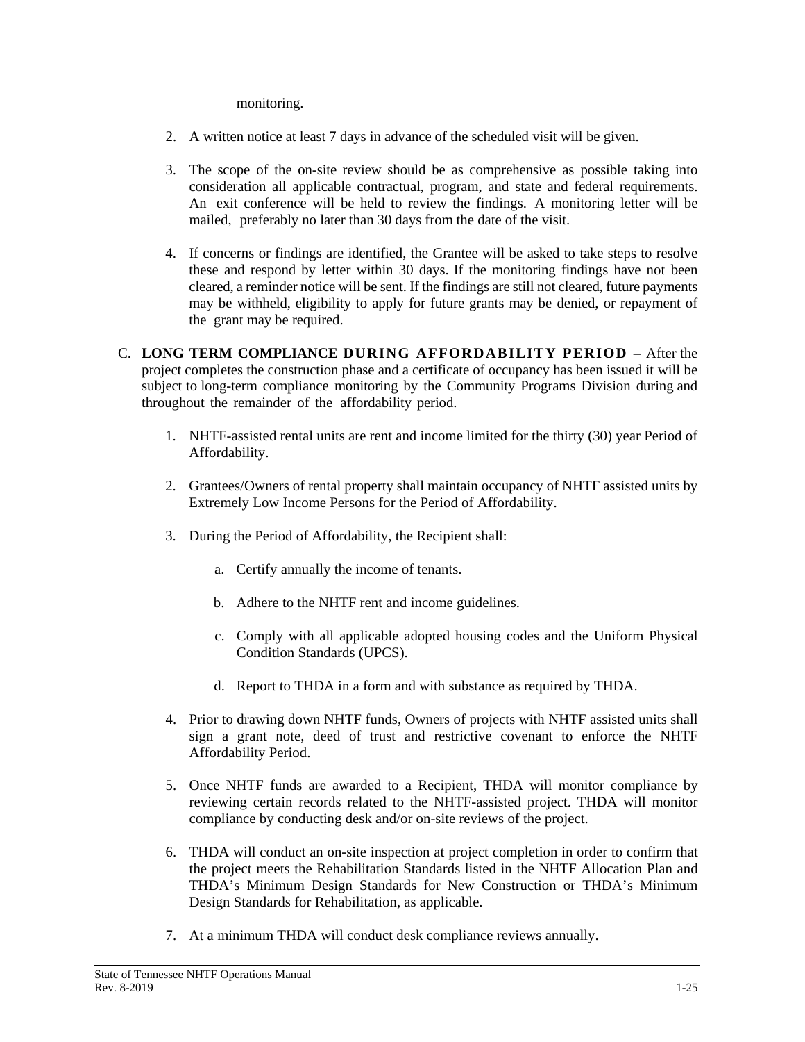monitoring.

2. A written notice at least 7 days in advance of the scheduled visit will be given.

3. The scope of the on-site review should be as comprehensive as possible taking into consideration all applicable contractual, program, and state and federal requirements. An exit conference will be held to review the findings. A monitoring letter will be mailed, preferably no later than 30 days from the date of the visit.

4. If concerns or findings are identified, the Grantee will be asked to take steps to resolve these and respond by letter within 30 days. If the monitoring findings have not been cleared, a reminder notice will be sent. If the findings are still not cleared, future payments may be withheld, eligibility to apply for future grants may be denied, or repayment of the grant may be required.

C. **LONG TERM COMPLIANCE DURING AFFORDABILITY PERIOD** – After the project completes the construction phase and a certificate of occupancy has been issued it will be subject to long-term compliance monitoring by the Community Programs Division during and throughout the remainder of the affordability period.

1. NHTF-assisted rental units are rent and income limited for the thirty (30) year Period of Affordability.

2. Grantees/Owners of rental property shall maintain occupancy of NHTF assisted units by Extremely Low Income Persons for the Period of Affordability.

3. During the Period of Affordability, the Recipient shall:

   a. Certify annually the income of tenants.

   b. Adhere to the NHTF rent and income guidelines.

   c. Comply with all applicable adopted housing codes and the Uniform Physical Condition Standards (UPCS).

   d. Report to THDA in a form and with substance as required by THDA.

4. Prior to drawing down NHTF funds, Owners of projects with NHTF assisted units shall sign a grant note, deed of trust and restrictive covenant to enforce the NHTF Affordability Period.

5. Once NHTF funds are awarded to a Recipient, THDA will monitor compliance by reviewing certain records related to the NHTF-assisted project. THDA will monitor compliance by conducting desk and/or on-site reviews of the project.

6. THDA will conduct an on-site inspection at project completion in order to confirm that the project meets the Rehabilitation Standards listed in the NHTF Allocation Plan and THDA's Minimum Design Standards for New Construction or THDA's Minimum Design Standards for Rehabilitation, as applicable.

7. At a minimum THDA will conduct desk compliance reviews annually.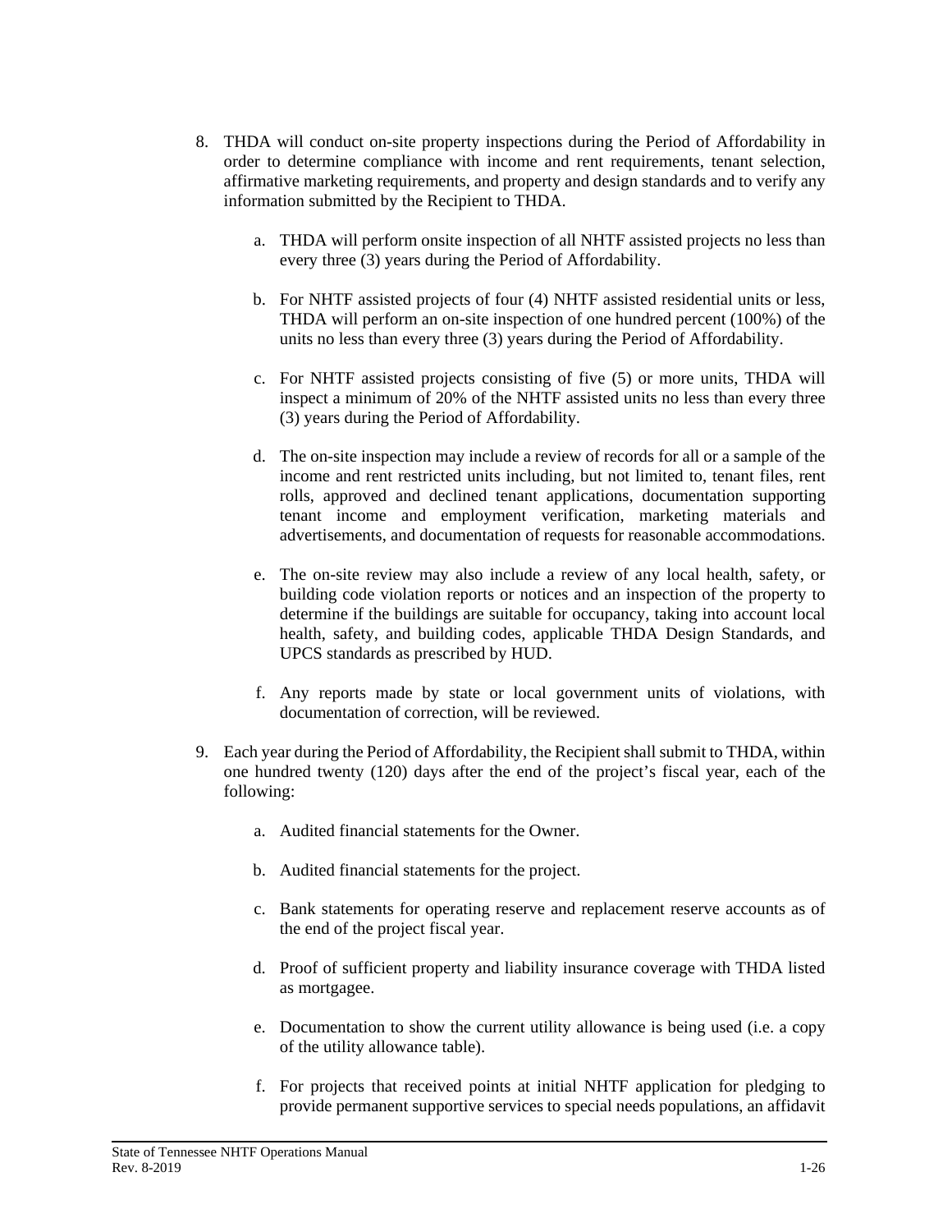8. THDA will conduct on-site property inspections during the Period of Affordability in order to determine compliance with income and rent requirements, tenant selection, affirmative marketing requirements, and property and design standards and to verify any information submitted by the Recipient to THDA.

   a. THDA will perform onsite inspection of all NHTF assisted projects no less than every three (3) years during the Period of Affordability.

   b. For NHTF assisted projects of four (4) NHTF assisted residential units or less, THDA will perform an on-site inspection of one hundred percent (100%) of the units no less than every three (3) years during the Period of Affordability.

   c. For NHTF assisted projects consisting of five (5) or more units, THDA will inspect a minimum of 20% of the NHTF assisted units no less than every three (3) years during the Period of Affordability.

   d. The on-site inspection may include a review of records for all or a sample of the income and rent restricted units including, but not limited to, tenant files, rent rolls, approved and declined tenant applications, documentation supporting tenant income and employment verification, marketing materials and advertisements, and documentation of requests for reasonable accommodations.

   e. The on-site review may also include a review of any local health, safety, or building code violation reports or notices and an inspection of the property to determine if the buildings are suitable for occupancy, taking into account local health, safety, and building codes, applicable THDA Design Standards, and UPCS standards as prescribed by HUD.

   f. Any reports made by state or local government units of violations, with documentation of correction, will be reviewed.

9. Each year during the Period of Affordability, the Recipient shall submit to THDA, within one hundred twenty (120) days after the end of the project's fiscal year, each of the following:

   a. Audited financial statements for the Owner.

   b. Audited financial statements for the project.

   c. Bank statements for operating reserve and replacement reserve accounts as of the end of the project fiscal year.

   d. Proof of sufficient property and liability insurance coverage with THDA listed as mortgagee.

   e. Documentation to show the current utility allowance is being used (i.e. a copy of the utility allowance table).

   f. For projects that received points at initial NHTF application for pledging to provide permanent supportive services to special needs populations, an affidavit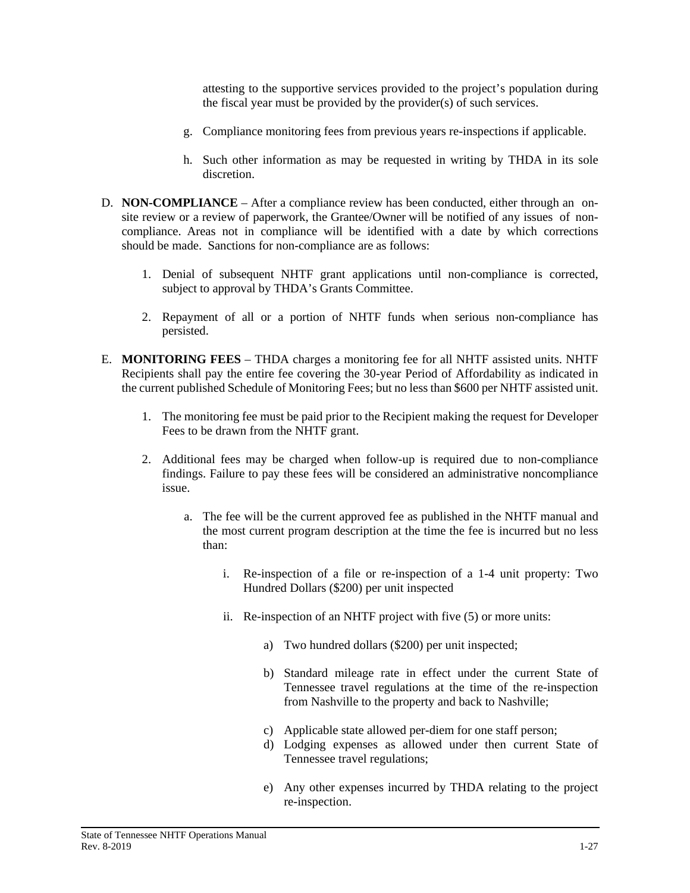attesting to the supportive services provided to the project's population during the fiscal year must be provided by the provider(s) of such services.

g. Compliance monitoring fees from previous years re-inspections if applicable.

h. Such other information as may be requested in writing by THDA in its sole discretion.

D. **NON-COMPLIANCE** – After a compliance review has been conducted, either through an on-site review or a review of paperwork, the Grantee/Owner will be notified of any issues of non-compliance. Areas not in compliance will be identified with a date by which corrections should be made. Sanctions for non-compliance are as follows:

1. Denial of subsequent NHTF grant applications until non-compliance is corrected, subject to approval by THDA's Grants Committee.

2. Repayment of all or a portion of NHTF funds when serious non-compliance has persisted.

E. **MONITORING FEES** – THDA charges a monitoring fee for all NHTF assisted units. NHTF Recipients shall pay the entire fee covering the 30-year Period of Affordability as indicated in the current published Schedule of Monitoring Fees; but no less than $600 per NHTF assisted unit.

1. The monitoring fee must be paid prior to the Recipient making the request for Developer Fees to be drawn from the NHTF grant.

2. Additional fees may be charged when follow-up is required due to non-compliance findings. Failure to pay these fees will be considered an administrative noncompliance issue.

   a. The fee will be the current approved fee as published in the NHTF manual and the most current program description at the time the fee is incurred but no less than:

      i. Re-inspection of a file or re-inspection of a 1-4 unit property: Two Hundred Dollars ($200) per unit inspected

      ii. Re-inspection of an NHTF project with five (5) or more units:

         a) Two hundred dollars ($200) per unit inspected;

         b) Standard mileage rate in effect under the current State of Tennessee travel regulations at the time of the re-inspection from Nashville to the property and back to Nashville;

         c) Applicable state allowed per-diem for one staff person;

         d) Lodging expenses as allowed under then current State of Tennessee travel regulations;

         e) Any other expenses incurred by THDA relating to the project re-inspection.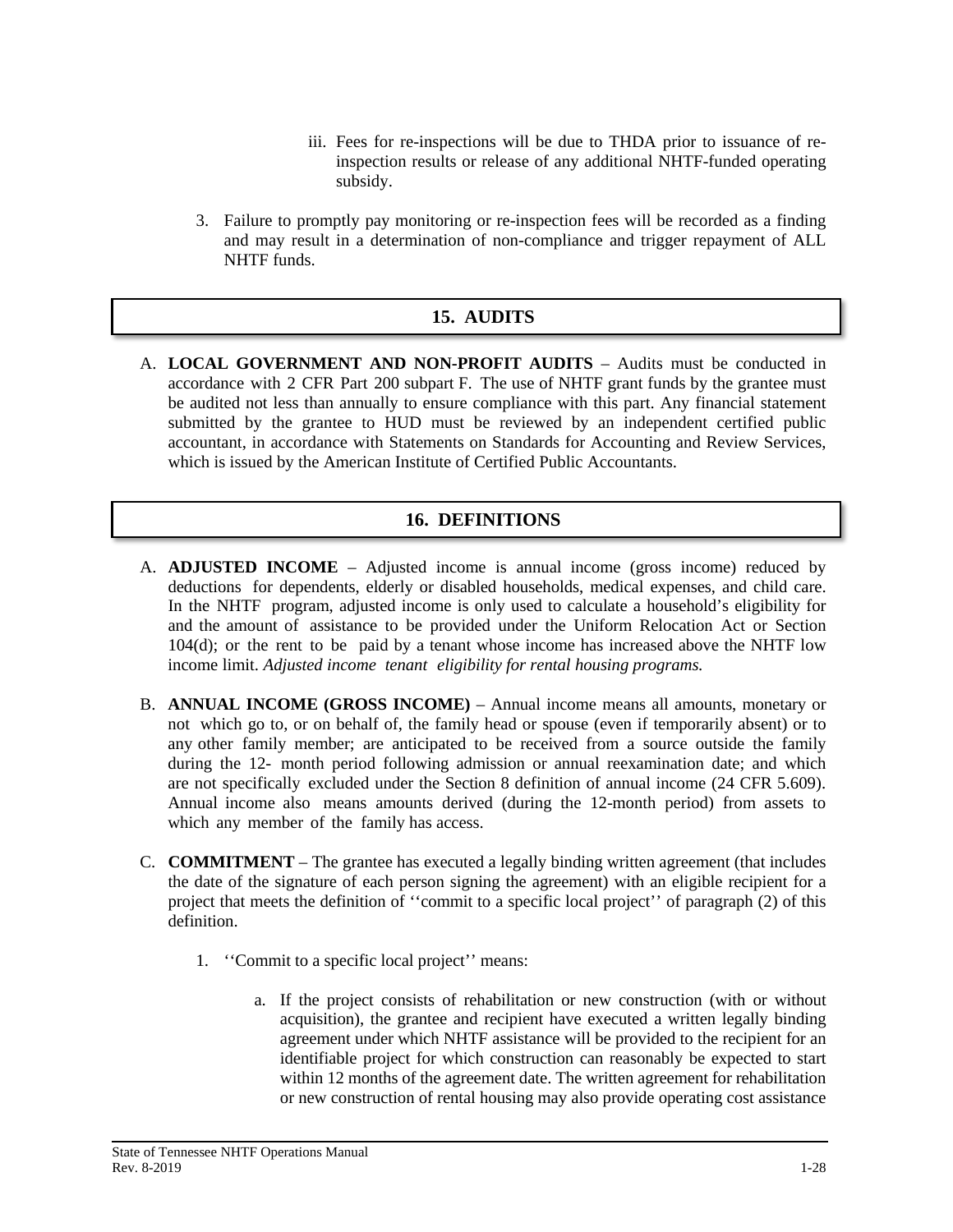iii. Fees for re-inspections will be due to THDA prior to issuance of re-inspection results or release of any additional NHTF-funded operating subsidy.

3. Failure to promptly pay monitoring or re-inspection fees will be recorded as a finding and may result in a determination of non-compliance and trigger repayment of ALL NHTF funds.

## 15. AUDITS

A. **LOCAL GOVERNMENT AND NON-PROFIT AUDITS** – Audits must be conducted in accordance with 2 CFR Part 200 subpart F. The use of NHTF grant funds by the grantee must be audited not less than annually to ensure compliance with this part. Any financial statement submitted by the grantee to HUD must be reviewed by an independent certified public accountant, in accordance with Statements on Standards for Accounting and Review Services, which is issued by the American Institute of Certified Public Accountants.

## 16. DEFINITIONS

A. **ADJUSTED INCOME** – Adjusted income is annual income (gross income) reduced by deductions for dependents, elderly or disabled households, medical expenses, and child care. In the NHTF program, adjusted income is only used to calculate a household's eligibility for and the amount of assistance to be provided under the Uniform Relocation Act or Section 104(d); or the rent to be paid by a tenant whose income has increased above the NHTF low income limit. *Adjusted income tenant eligibility for rental housing programs.*

B. **ANNUAL INCOME (GROSS INCOME)** – Annual income means all amounts, monetary or not which go to, or on behalf of, the family head or spouse (even if temporarily absent) or to any other family member; are anticipated to be received from a source outside the family during the 12- month period following admission or annual reexamination date; and which are not specifically excluded under the Section 8 definition of annual income (24 CFR 5.609). Annual income also means amounts derived (during the 12-month period) from assets to which any member of the family has access.

C. **COMMITMENT** – The grantee has executed a legally binding written agreement (that includes the date of the signature of each person signing the agreement) with an eligible recipient for a project that meets the definition of ''commit to a specific local project'' of paragraph (2) of this definition.

1. ''Commit to a specific local project'' means:

   a. If the project consists of rehabilitation or new construction (with or without acquisition), the grantee and recipient have executed a written legally binding agreement under which NHTF assistance will be provided to the recipient for an identifiable project for which construction can reasonably be expected to start within 12 months of the agreement date. The written agreement for rehabilitation or new construction of rental housing may also provide operating cost assistance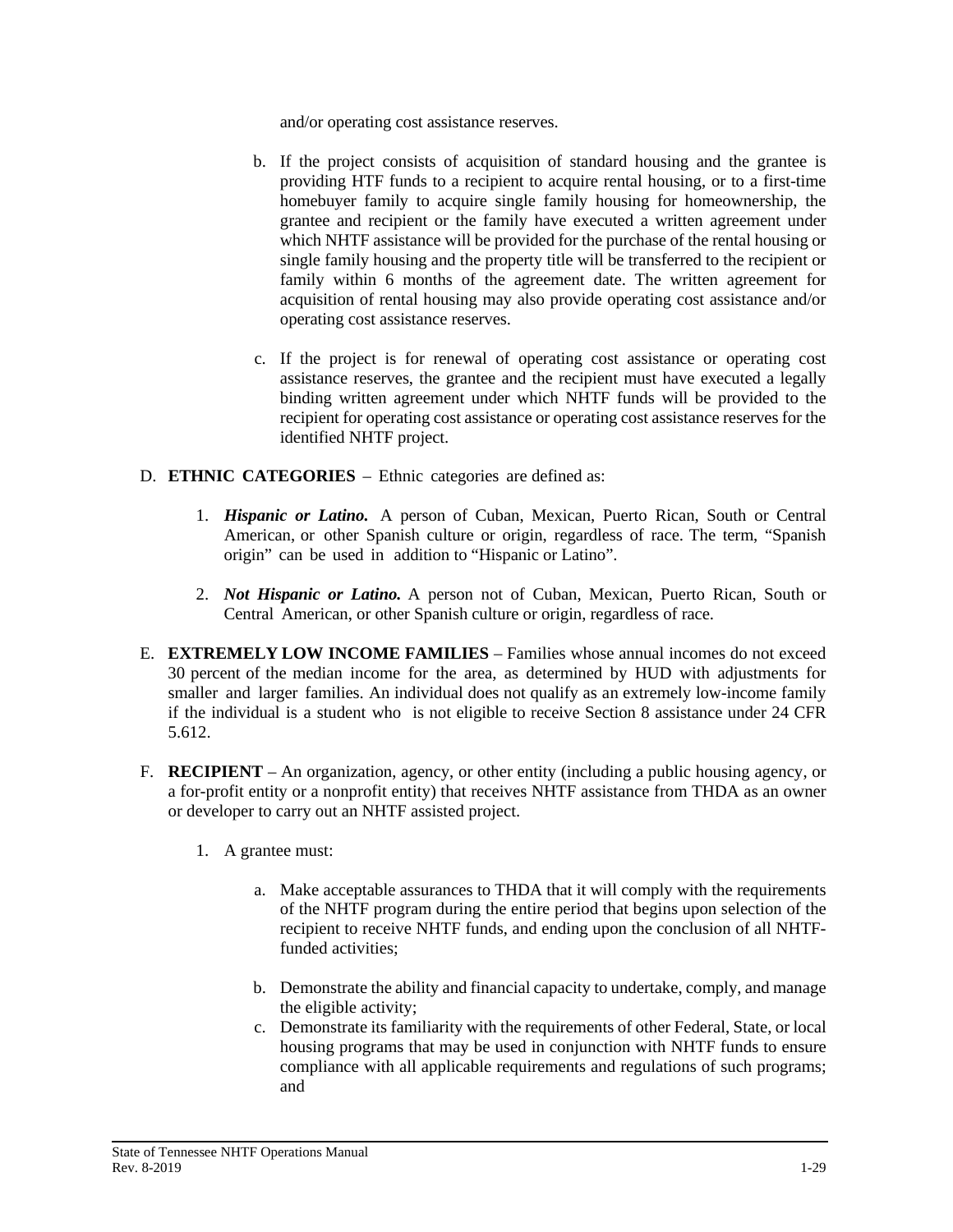and/or operating cost assistance reserves.

b. If the project consists of acquisition of standard housing and the grantee is providing HTF funds to a recipient to acquire rental housing, or to a first-time homebuyer family to acquire single family housing for homeownership, the grantee and recipient or the family have executed a written agreement under which NHTF assistance will be provided for the purchase of the rental housing or single family housing and the property title will be transferred to the recipient or family within 6 months of the agreement date. The written agreement for acquisition of rental housing may also provide operating cost assistance and/or operating cost assistance reserves.

c. If the project is for renewal of operating cost assistance or operating cost assistance reserves, the grantee and the recipient must have executed a legally binding written agreement under which NHTF funds will be provided to the recipient for operating cost assistance or operating cost assistance reserves for the identified NHTF project.

D. **ETHNIC CATEGORIES** – Ethnic categories are defined as:

1. ***Hispanic or Latino.*** A person of Cuban, Mexican, Puerto Rican, South or Central American, or other Spanish culture or origin, regardless of race. The term, "Spanish origin" can be used in addition to "Hispanic or Latino".

2. ***Not Hispanic or Latino.*** A person not of Cuban, Mexican, Puerto Rican, South or Central American, or other Spanish culture or origin, regardless of race.

E. **EXTREMELY LOW INCOME FAMILIES** – Families whose annual incomes do not exceed 30 percent of the median income for the area, as determined by HUD with adjustments for smaller and larger families. An individual does not qualify as an extremely low-income family if the individual is a student who is not eligible to receive Section 8 assistance under 24 CFR 5.612.

F. **RECIPIENT** – An organization, agency, or other entity (including a public housing agency, or a for-profit entity or a nonprofit entity) that receives NHTF assistance from THDA as an owner or developer to carry out an NHTF assisted project.

1. A grantee must:

   a. Make acceptable assurances to THDA that it will comply with the requirements of the NHTF program during the entire period that begins upon selection of the recipient to receive NHTF funds, and ending upon the conclusion of all NHTF-funded activities;

   b. Demonstrate the ability and financial capacity to undertake, comply, and manage the eligible activity;

   c. Demonstrate its familiarity with the requirements of other Federal, State, or local housing programs that may be used in conjunction with NHTF funds to ensure compliance with all applicable requirements and regulations of such programs; and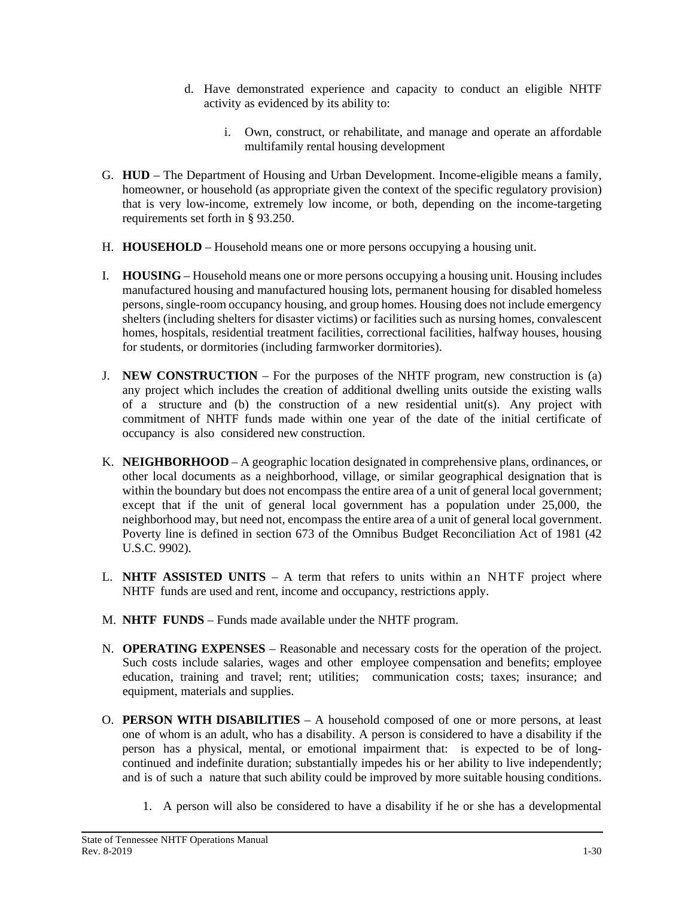d. Have demonstrated experience and capacity to conduct an eligible NHTF activity as evidenced by its ability to:

    i. Own, construct, or rehabilitate, and manage and operate an affordable multifamily rental housing development

G. **HUD** – The Department of Housing and Urban Development. Income-eligible means a family, homeowner, or household (as appropriate given the context of the specific regulatory provision) that is very low-income, extremely low income, or both, depending on the income-targeting requirements set forth in § 93.250.

H. **HOUSEHOLD** – Household means one or more persons occupying a housing unit.

I. **HOUSING** – Household means one or more persons occupying a housing unit. Housing includes manufactured housing and manufactured housing lots, permanent housing for disabled homeless persons, single-room occupancy housing, and group homes. Housing does not include emergency shelters (including shelters for disaster victims) or facilities such as nursing homes, convalescent homes, hospitals, residential treatment facilities, correctional facilities, halfway houses, housing for students, or dormitories (including farmworker dormitories).

J. **NEW CONSTRUCTION** – For the purposes of the NHTF program, new construction is (a) any project which includes the creation of additional dwelling units outside the existing walls of a structure and (b) the construction of a new residential unit(s). Any project with commitment of NHTF funds made within one year of the date of the initial certificate of occupancy is also considered new construction.

K. **NEIGHBORHOOD** – A geographic location designated in comprehensive plans, ordinances, or other local documents as a neighborhood, village, or similar geographical designation that is within the boundary but does not encompass the entire area of a unit of general local government; except that if the unit of general local government has a population under 25,000, the neighborhood may, but need not, encompass the entire area of a unit of general local government. Poverty line is defined in section 673 of the Omnibus Budget Reconciliation Act of 1981 (42 U.S.C. 9902).

L. **NHTF ASSISTED UNITS** – A term that refers to units within an NHTF project where NHTF funds are used and rent, income and occupancy, restrictions apply.

M. **NHTF FUNDS** – Funds made available under the NHTF program.

N. **OPERATING EXPENSES** – Reasonable and necessary costs for the operation of the project. Such costs include salaries, wages and other employee compensation and benefits; employee education, training and travel; rent; utilities; communication costs; taxes; insurance; and equipment, materials and supplies.

O. **PERSON WITH DISABILITIES** – A household composed of one or more persons, at least one of whom is an adult, who has a disability. A person is considered to have a disability if the person has a physical, mental, or emotional impairment that: is expected to be of long-continued and indefinite duration; substantially impedes his or her ability to live independently; and is of such a nature that such ability could be improved by more suitable housing conditions.

    1. A person will also be considered to have a disability if he or she has a developmental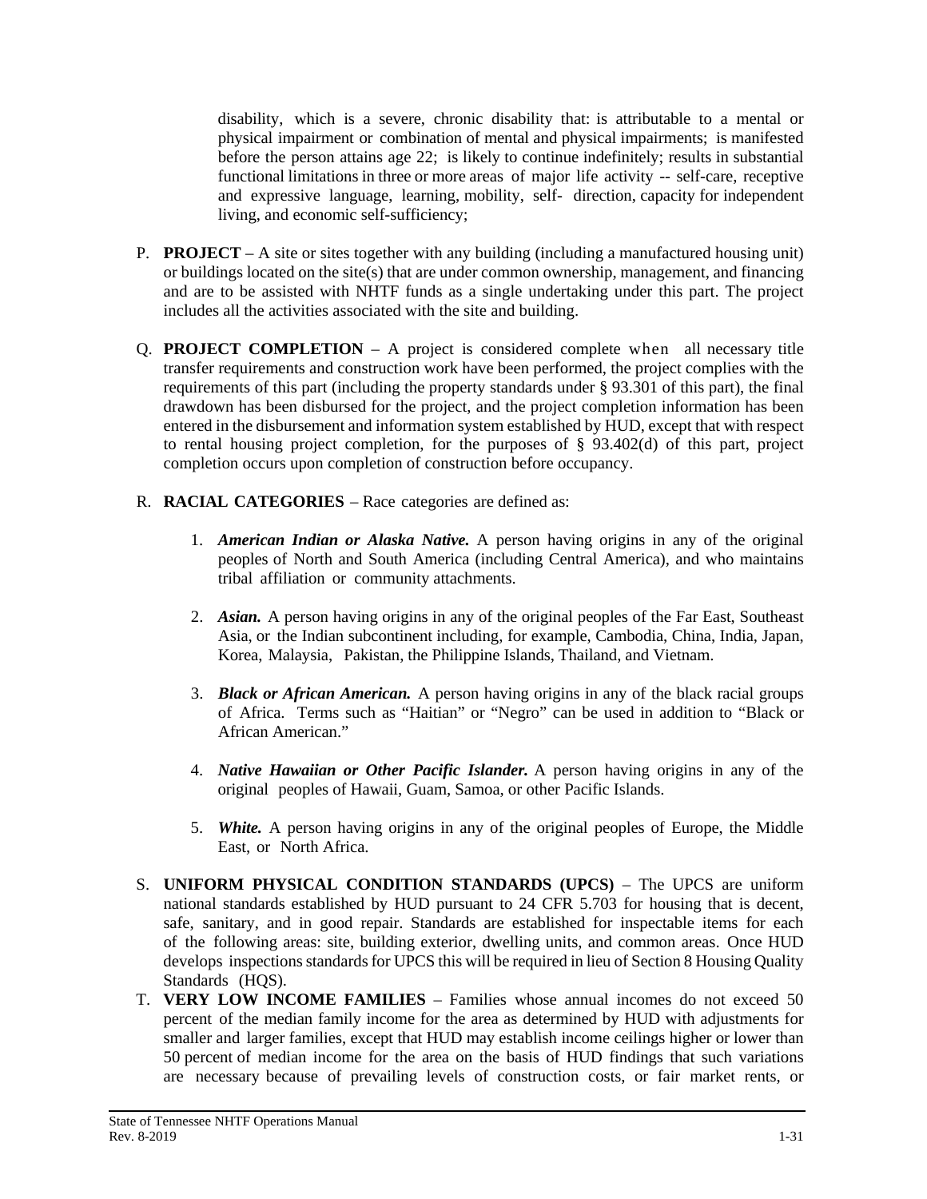disability, which is a severe, chronic disability that: is attributable to a mental or physical impairment or combination of mental and physical impairments; is manifested before the person attains age 22; is likely to continue indefinitely; results in substantial functional limitations in three or more areas of major life activity -- self-care, receptive and expressive language, learning, mobility, self- direction, capacity for independent living, and economic self-sufficiency;

P. **PROJECT** – A site or sites together with any building (including a manufactured housing unit) or buildings located on the site(s) that are under common ownership, management, and financing and are to be assisted with NHTF funds as a single undertaking under this part. The project includes all the activities associated with the site and building.

Q. **PROJECT COMPLETION** – A project is considered complete when all necessary title transfer requirements and construction work have been performed, the project complies with the requirements of this part (including the property standards under § 93.301 of this part), the final drawdown has been disbursed for the project, and the project completion information has been entered in the disbursement and information system established by HUD, except that with respect to rental housing project completion, for the purposes of § 93.402(d) of this part, project completion occurs upon completion of construction before occupancy.

R. **RACIAL CATEGORIES** – Race categories are defined as:

1. ***American Indian or Alaska Native.*** A person having origins in any of the original peoples of North and South America (including Central America), and who maintains tribal affiliation or community attachments.

2. ***Asian.*** A person having origins in any of the original peoples of the Far East, Southeast Asia, or the Indian subcontinent including, for example, Cambodia, China, India, Japan, Korea, Malaysia, Pakistan, the Philippine Islands, Thailand, and Vietnam.

3. ***Black or African American.*** A person having origins in any of the black racial groups of Africa. Terms such as "Haitian" or "Negro" can be used in addition to "Black or African American."

4. ***Native Hawaiian or Other Pacific Islander.*** A person having origins in any of the original peoples of Hawaii, Guam, Samoa, or other Pacific Islands.

5. ***White.*** A person having origins in any of the original peoples of Europe, the Middle East, or North Africa.

S. **UNIFORM PHYSICAL CONDITION STANDARDS (UPCS)** – The UPCS are uniform national standards established by HUD pursuant to 24 CFR 5.703 for housing that is decent, safe, sanitary, and in good repair. Standards are established for inspectable items for each of the following areas: site, building exterior, dwelling units, and common areas. Once HUD develops inspections standards for UPCS this will be required in lieu of Section 8 Housing Quality Standards (HQS).

T. **VERY LOW INCOME FAMILIES** – Families whose annual incomes do not exceed 50 percent of the median family income for the area as determined by HUD with adjustments for smaller and larger families, except that HUD may establish income ceilings higher or lower than 50 percent of median income for the area on the basis of HUD findings that such variations are necessary because of prevailing levels of construction costs, or fair market rents, or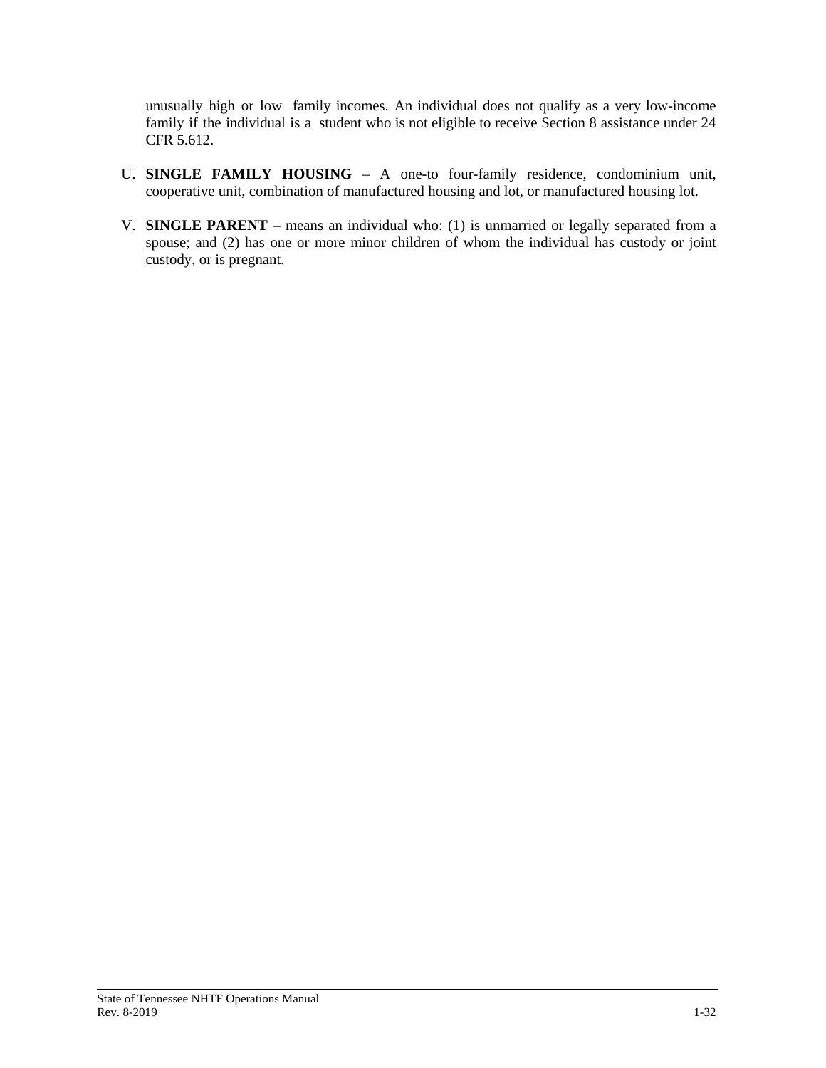unusually high or low family incomes. An individual does not qualify as a very low-income family if the individual is a student who is not eligible to receive Section 8 assistance under 24 CFR 5.612.

U. **SINGLE FAMILY HOUSING** – A one-to four-family residence, condominium unit, cooperative unit, combination of manufactured housing and lot, or manufactured housing lot.

V. **SINGLE PARENT** – means an individual who: (1) is unmarried or legally separated from a spouse; and (2) has one or more minor children of whom the individual has custody or joint custody, or is pregnant.